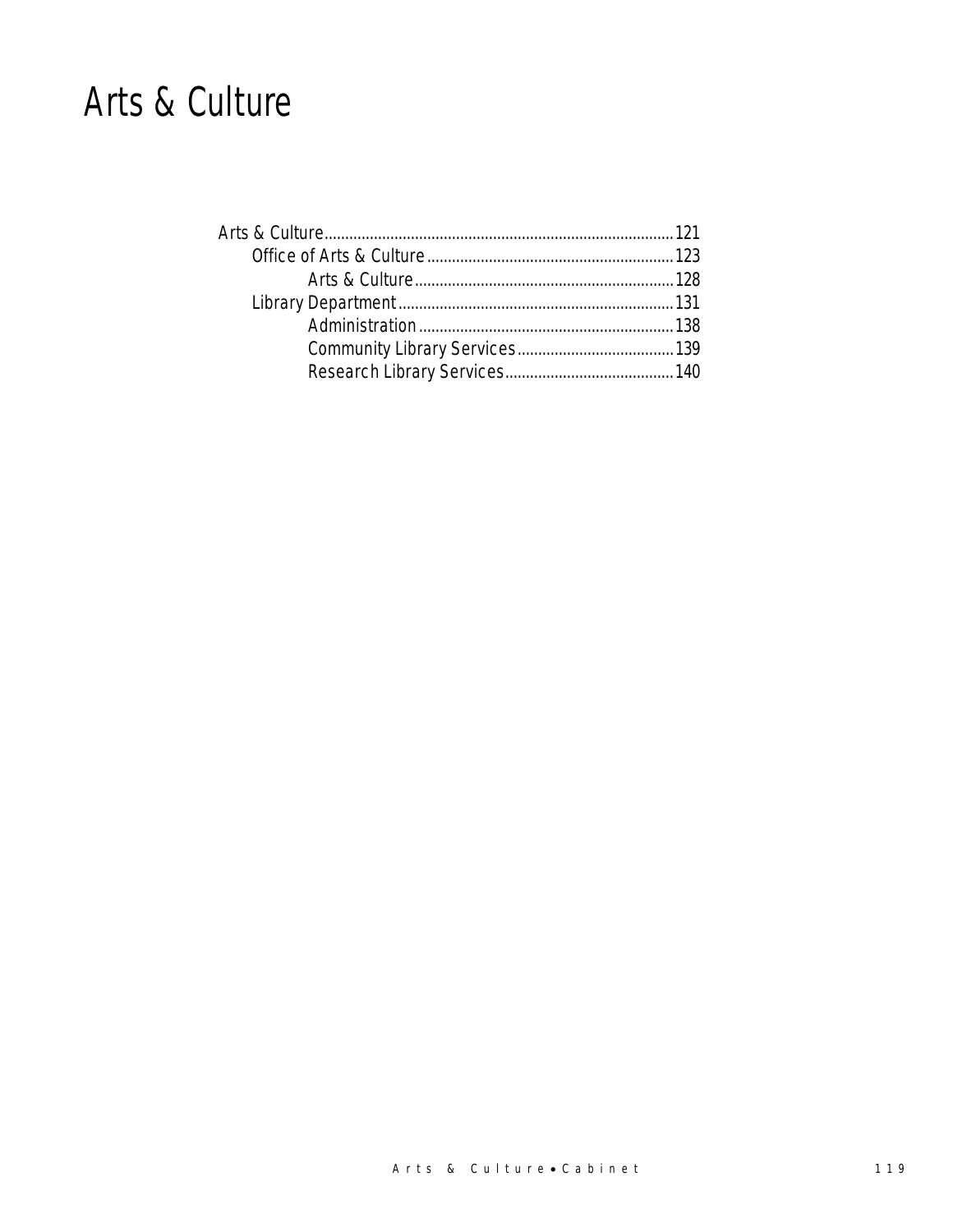# Arts & Culture

- Arts & Culture....................................................................................121
  - Office of Arts & Culture...........................................................123
    - Arts & Culture...............................................................128
  - Library Department..................................................................131
    - Administration..............................................................138
    - Community Library Services......................................139
    - Research Library Services.........................................140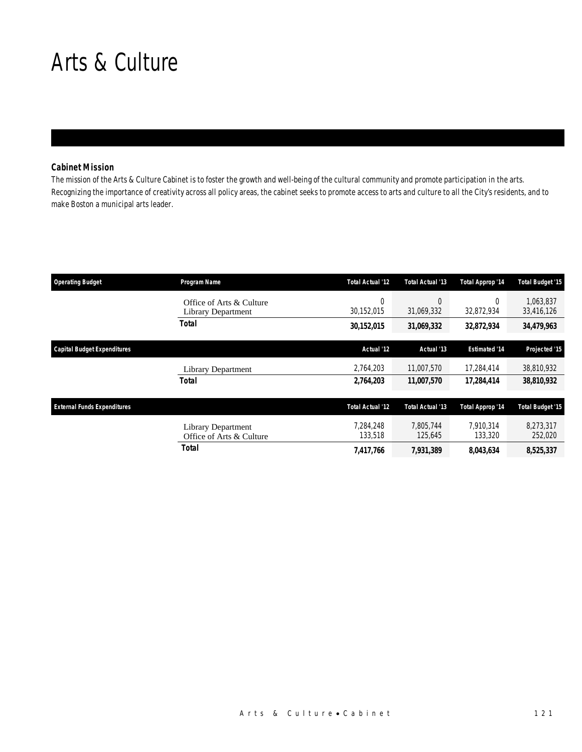# Arts & Culture

### Cabinet Mission

The mission of the Arts & Culture Cabinet is to foster the growth and well-being of the cultural community and promote participation in the arts. Recognizing the importance of creativity across all policy areas, the cabinet seeks to promote access to arts and culture to all the City's residents, and to make Boston a municipal arts leader.

| Operating Budget | Program Name | Total Actual '12 | Total Actual '13 | Total Approp '14 | Total Budget '15 |
|---|---|---|---|---|---|
| | Office of Arts & Culture | 0 | 0 | 0 | 1,063,837 |
| | Library Department | 30,152,015 | 31,069,332 | 32,872,934 | 33,416,126 |
| | **Total** | **30,152,015** | **31,069,332** | **32,872,934** | **34,479,963** |

| Capital Budget Expenditures | | Actual '12 | Actual '13 | Estimated '14 | Projected '15 |
|---|---|---|---|---|---|
| | Library Department | 2,764,203 | 11,007,570 | 17,284,414 | 38,810,932 |
| | **Total** | **2,764,203** | **11,007,570** | **17,284,414** | **38,810,932** |

| External Funds Expenditures | | Total Actual '12 | Total Actual '13 | Total Approp '14 | Total Budget '15 |
|---|---|---|---|---|---|
| | Library Department | 7,284,248 | 7,805,744 | 7,910,314 | 8,273,317 |
| | Office of Arts & Culture | 133,518 | 125,645 | 133,320 | 252,020 |
| | **Total** | **7,417,766** | **7,931,389** | **8,043,634** | **8,525,337** |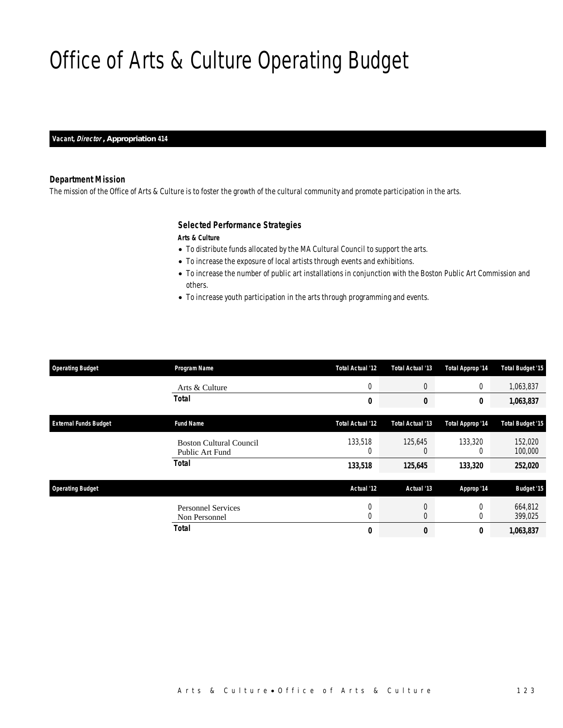# Office of Arts & Culture Operating Budget

***Vacant, Director*, Appropriation 414**

### Department Mission

The mission of the Office of Arts & Culture is to foster the growth of the cultural community and promote participation in the arts.

### Selected Performance Strategies

***Arts & Culture***

- To distribute funds allocated by the MA Cultural Council to support the arts.
- To increase the exposure of local artists through events and exhibitions.
- To increase the number of public art installations in conjunction with the Boston Public Art Commission and others.
- To increase youth participation in the arts through programming and events.

| Operating Budget | Program Name | Total Actual '12 | Total Actual '13 | Total Approp '14 | Total Budget '15 |
|---|---|---|---|---|---|
| | Arts & Culture | 0 | 0 | 0 | 1,063,837 |
| | **Total** | **0** | **0** | **0** | **1,063,837** |

| External Funds Budget | Fund Name | Total Actual '12 | Total Actual '13 | Total Approp '14 | Total Budget '15 |
|---|---|---|---|---|---|
| | Boston Cultural Council | 133,518 | 125,645 | 133,320 | 152,020 |
| | Public Art Fund | 0 | 0 | 0 | 100,000 |
| | **Total** | **133,518** | **125,645** | **133,320** | **252,020** |

| Operating Budget | | Actual '12 | Actual '13 | Approp '14 | Budget '15 |
|---|---|---|---|---|---|
| | Personnel Services | 0 | 0 | 0 | 664,812 |
| | Non Personnel | 0 | 0 | 0 | 399,025 |
| | **Total** | **0** | **0** | **0** | **1,063,837** |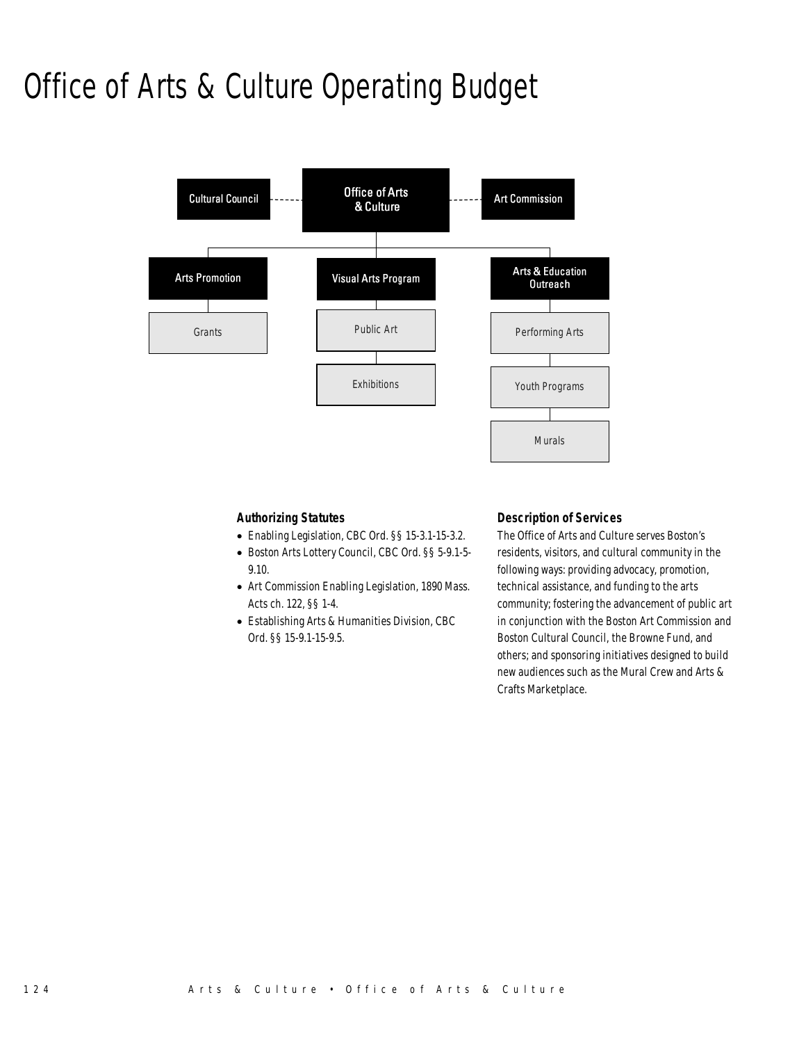# Office of Arts & Culture Operating Budget

- Office of Arts & Culture
  - Cultural Council
  - Art Commission
  - Arts Promotion
    - Grants
  - Visual Arts Program
    - Public Art
    - Exhibitions
  - Arts & Education Outreach
    - Performing Arts
    - Youth Programs
    - Murals

### Authorizing Statutes

- Enabling Legislation, CBC Ord. §§ 15-3.1-15-3.2.
- Boston Arts Lottery Council, CBC Ord. §§ 5-9.1-5-9.10.
- Art Commission Enabling Legislation, 1890 Mass. Acts ch. 122, §§ 1-4.
- Establishing Arts & Humanities Division, CBC Ord. §§ 15-9.1-15-9.5.

### Description of Services

The Office of Arts and Culture serves Boston's residents, visitors, and cultural community in the following ways: providing advocacy, promotion, technical assistance, and funding to the arts community; fostering the advancement of public art in conjunction with the Boston Art Commission and Boston Cultural Council, the Browne Fund, and others; and sponsoring initiatives designed to build new audiences such as the Mural Crew and Arts & Crafts Marketplace.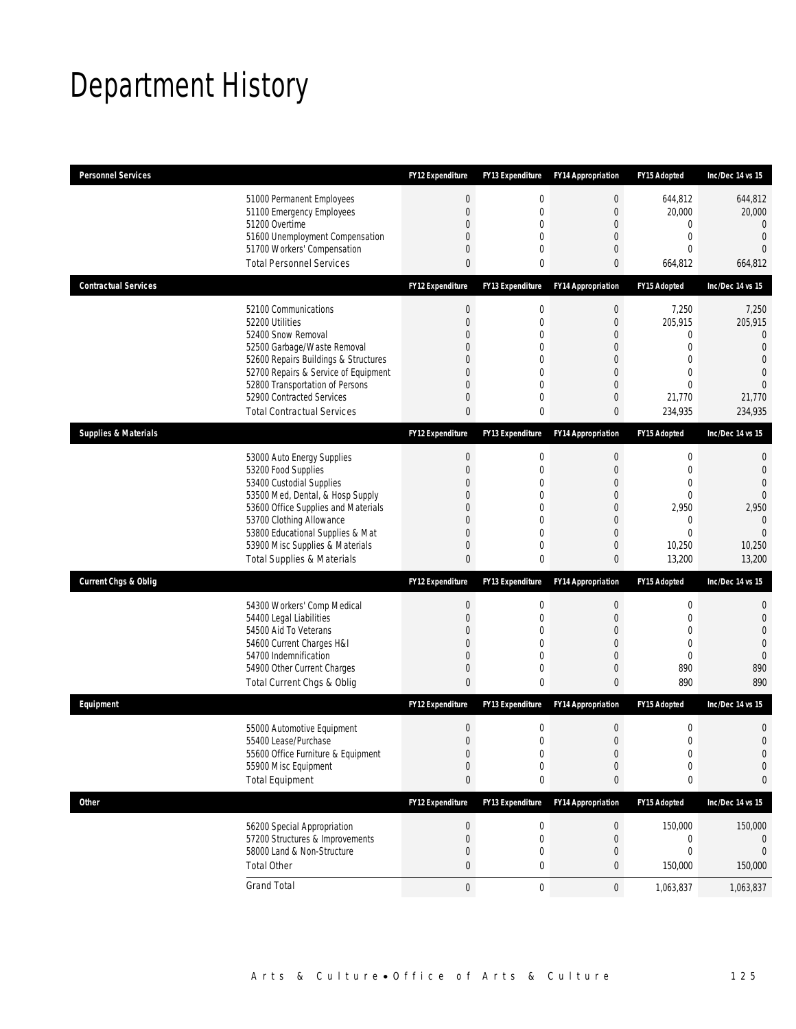# Department History

| Personnel Services | FY12 Expenditure | FY13 Expenditure | FY14 Appropriation | FY15 Adopted | Inc/Dec 14 vs 15 |
|---|---|---|---|---|---|
| 51000 Permanent Employees | 0 | 0 | 0 | 644,812 | 644,812 |
| 51100 Emergency Employees | 0 | 0 | 0 | 20,000 | 20,000 |
| 51200 Overtime | 0 | 0 | 0 | 0 | 0 |
| 51600 Unemployment Compensation | 0 | 0 | 0 | 0 | 0 |
| 51700 Workers' Compensation | 0 | 0 | 0 | 0 | 0 |
| Total Personnel Services | 0 | 0 | 0 | 664,812 | 664,812 |

| Contractual Services | FY12 Expenditure | FY13 Expenditure | FY14 Appropriation | FY15 Adopted | Inc/Dec 14 vs 15 |
|---|---|---|---|---|---|
| 52100 Communications | 0 | 0 | 0 | 7,250 | 7,250 |
| 52200 Utilities | 0 | 0 | 0 | 205,915 | 205,915 |
| 52400 Snow Removal | 0 | 0 | 0 | 0 | 0 |
| 52500 Garbage/Waste Removal | 0 | 0 | 0 | 0 | 0 |
| 52600 Repairs Buildings & Structures | 0 | 0 | 0 | 0 | 0 |
| 52700 Repairs & Service of Equipment | 0 | 0 | 0 | 0 | 0 |
| 52800 Transportation of Persons | 0 | 0 | 0 | 0 | 0 |
| 52900 Contracted Services | 0 | 0 | 0 | 21,770 | 21,770 |
| Total Contractual Services | 0 | 0 | 0 | 234,935 | 234,935 |

| Supplies & Materials | FY12 Expenditure | FY13 Expenditure | FY14 Appropriation | FY15 Adopted | Inc/Dec 14 vs 15 |
|---|---|---|---|---|---|
| 53000 Auto Energy Supplies | 0 | 0 | 0 | 0 | 0 |
| 53200 Food Supplies | 0 | 0 | 0 | 0 | 0 |
| 53400 Custodial Supplies | 0 | 0 | 0 | 0 | 0 |
| 53500 Med, Dental, & Hosp Supply | 0 | 0 | 0 | 0 | 0 |
| 53600 Office Supplies and Materials | 0 | 0 | 0 | 2,950 | 2,950 |
| 53700 Clothing Allowance | 0 | 0 | 0 | 0 | 0 |
| 53800 Educational Supplies & Mat | 0 | 0 | 0 | 0 | 0 |
| 53900 Misc Supplies & Materials | 0 | 0 | 0 | 10,250 | 10,250 |
| Total Supplies & Materials | 0 | 0 | 0 | 13,200 | 13,200 |

| Current Chgs & Oblig | FY12 Expenditure | FY13 Expenditure | FY14 Appropriation | FY15 Adopted | Inc/Dec 14 vs 15 |
|---|---|---|---|---|---|
| 54300 Workers' Comp Medical | 0 | 0 | 0 | 0 | 0 |
| 54400 Legal Liabilities | 0 | 0 | 0 | 0 | 0 |
| 54500 Aid To Veterans | 0 | 0 | 0 | 0 | 0 |
| 54600 Current Charges H&I | 0 | 0 | 0 | 0 | 0 |
| 54700 Indemnification | 0 | 0 | 0 | 0 | 0 |
| 54900 Other Current Charges | 0 | 0 | 0 | 890 | 890 |
| Total Current Chgs & Oblig | 0 | 0 | 0 | 890 | 890 |

| Equipment | FY12 Expenditure | FY13 Expenditure | FY14 Appropriation | FY15 Adopted | Inc/Dec 14 vs 15 |
|---|---|---|---|---|---|
| 55000 Automotive Equipment | 0 | 0 | 0 | 0 | 0 |
| 55400 Lease/Purchase | 0 | 0 | 0 | 0 | 0 |
| 55600 Office Furniture & Equipment | 0 | 0 | 0 | 0 | 0 |
| 55900 Misc Equipment | 0 | 0 | 0 | 0 | 0 |
| Total Equipment | 0 | 0 | 0 | 0 | 0 |

| Other | FY12 Expenditure | FY13 Expenditure | FY14 Appropriation | FY15 Adopted | Inc/Dec 14 vs 15 |
|---|---|---|---|---|---|
| 56200 Special Appropriation | 0 | 0 | 0 | 150,000 | 150,000 |
| 57200 Structures & Improvements | 0 | 0 | 0 | 0 | 0 |
| 58000 Land & Non-Structure | 0 | 0 | 0 | 0 | 0 |
| Total Other | 0 | 0 | 0 | 150,000 | 150,000 |
| Grand Total | 0 | 0 | 0 | 1,063,837 | 1,063,837 |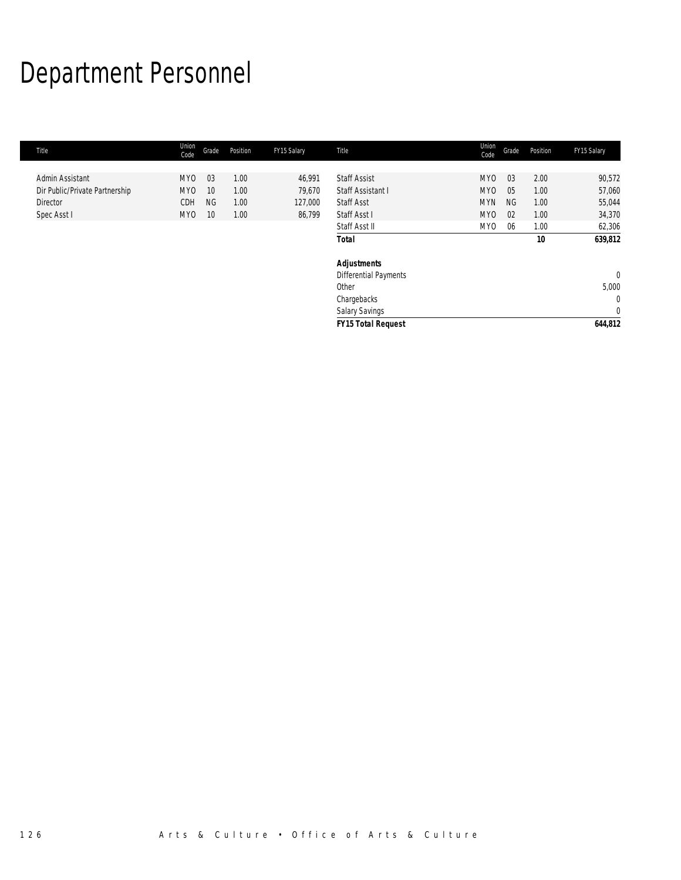# Department Personnel

| Title | Union Code | Grade | Position | FY15 Salary |
|---|---|---|---|---|
| Admin Assistant | MYO | 03 | 1.00 | 46,991 |
| Dir Public/Private Partnership | MYO | 10 | 1.00 | 79,670 |
| Director | CDH | NG | 1.00 | 127,000 |
| Spec Asst I | MYO | 10 | 1.00 | 86,799 |
| Staff Assist | MYO | 03 | 2.00 | 90,572 |
| Staff Assistant I | MYO | 05 | 1.00 | 57,060 |
| Staff Asst | MYN | NG | 1.00 | 55,044 |
| Staff Asst I | MYO | 02 | 1.00 | 34,370 |
| Staff Asst II | MYO | 06 | 1.00 | 62,306 |
| ***Total*** | | | ***10*** | ***639,812*** |
| ***Adjustments*** | | | | |
| Differential Payments | | | | 0 |
| Other | | | | 5,000 |
| Chargebacks | | | | 0 |
| Salary Savings | | | | 0 |
| ***FY15 Total Request*** | | | | ***644,812*** |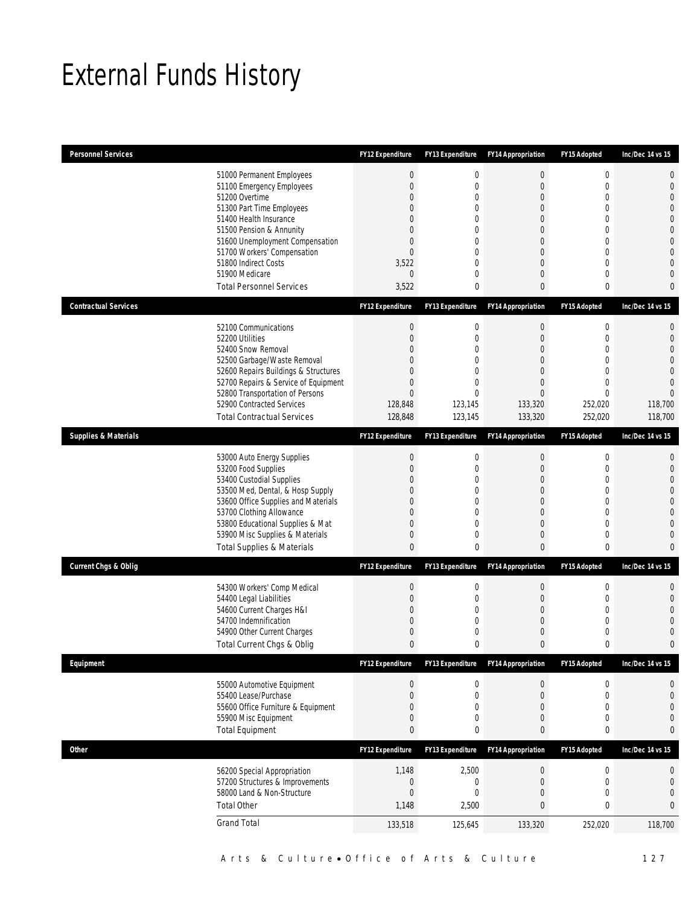# External Funds History

| Personnel Services | | FY12 Expenditure | FY13 Expenditure | FY14 Appropriation | FY15 Adopted | Inc/Dec 14 vs 15 |
|---|---|---|---|---|---|---|
| | 51000 Permanent Employees | 0 | 0 | 0 | 0 | 0 |
| | 51100 Emergency Employees | 0 | 0 | 0 | 0 | 0 |
| | 51200 Overtime | 0 | 0 | 0 | 0 | 0 |
| | 51300 Part Time Employees | 0 | 0 | 0 | 0 | 0 |
| | 51400 Health Insurance | 0 | 0 | 0 | 0 | 0 |
| | 51500 Pension & Annunity | 0 | 0 | 0 | 0 | 0 |
| | 51600 Unemployment Compensation | 0 | 0 | 0 | 0 | 0 |
| | 51700 Workers' Compensation | 0 | 0 | 0 | 0 | 0 |
| | 51800 Indirect Costs | 3,522 | 0 | 0 | 0 | 0 |
| | 51900 Medicare | 0 | 0 | 0 | 0 | 0 |
| | Total Personnel Services | 3,522 | 0 | 0 | 0 | 0 |

| Contractual Services | | FY12 Expenditure | FY13 Expenditure | FY14 Appropriation | FY15 Adopted | Inc/Dec 14 vs 15 |
|---|---|---|---|---|---|---|
| | 52100 Communications | 0 | 0 | 0 | 0 | 0 |
| | 52200 Utilities | 0 | 0 | 0 | 0 | 0 |
| | 52400 Snow Removal | 0 | 0 | 0 | 0 | 0 |
| | 52500 Garbage/Waste Removal | 0 | 0 | 0 | 0 | 0 |
| | 52600 Repairs Buildings & Structures | 0 | 0 | 0 | 0 | 0 |
| | 52700 Repairs & Service of Equipment | 0 | 0 | 0 | 0 | 0 |
| | 52800 Transportation of Persons | 0 | 0 | 0 | 0 | 0 |
| | 52900 Contracted Services | 128,848 | 123,145 | 133,320 | 252,020 | 118,700 |
| | Total Contractual Services | 128,848 | 123,145 | 133,320 | 252,020 | 118,700 |

| Supplies & Materials | | FY12 Expenditure | FY13 Expenditure | FY14 Appropriation | FY15 Adopted | Inc/Dec 14 vs 15 |
|---|---|---|---|---|---|---|
| | 53000 Auto Energy Supplies | 0 | 0 | 0 | 0 | 0 |
| | 53200 Food Supplies | 0 | 0 | 0 | 0 | 0 |
| | 53400 Custodial Supplies | 0 | 0 | 0 | 0 | 0 |
| | 53500 Med, Dental, & Hosp Supply | 0 | 0 | 0 | 0 | 0 |
| | 53600 Office Supplies and Materials | 0 | 0 | 0 | 0 | 0 |
| | 53700 Clothing Allowance | 0 | 0 | 0 | 0 | 0 |
| | 53800 Educational Supplies & Mat | 0 | 0 | 0 | 0 | 0 |
| | 53900 Misc Supplies & Materials | 0 | 0 | 0 | 0 | 0 |
| | Total Supplies & Materials | 0 | 0 | 0 | 0 | 0 |

| Current Chgs & Oblig | | FY12 Expenditure | FY13 Expenditure | FY14 Appropriation | FY15 Adopted | Inc/Dec 14 vs 15 |
|---|---|---|---|---|---|---|
| | 54300 Workers' Comp Medical | 0 | 0 | 0 | 0 | 0 |
| | 54400 Legal Liabilities | 0 | 0 | 0 | 0 | 0 |
| | 54600 Current Charges H&I | 0 | 0 | 0 | 0 | 0 |
| | 54700 Indemnification | 0 | 0 | 0 | 0 | 0 |
| | 54900 Other Current Charges | 0 | 0 | 0 | 0 | 0 |
| | Total Current Chgs & Oblig | 0 | 0 | 0 | 0 | 0 |

| Equipment | | FY12 Expenditure | FY13 Expenditure | FY14 Appropriation | FY15 Adopted | Inc/Dec 14 vs 15 |
|---|---|---|---|---|---|---|
| | 55000 Automotive Equipment | 0 | 0 | 0 | 0 | 0 |
| | 55400 Lease/Purchase | 0 | 0 | 0 | 0 | 0 |
| | 55600 Office Furniture & Equipment | 0 | 0 | 0 | 0 | 0 |
| | 55900 Misc Equipment | 0 | 0 | 0 | 0 | 0 |
| | Total Equipment | 0 | 0 | 0 | 0 | 0 |

| Other | | FY12 Expenditure | FY13 Expenditure | FY14 Appropriation | FY15 Adopted | Inc/Dec 14 vs 15 |
|---|---|---|---|---|---|---|
| | 56200 Special Appropriation | 1,148 | 2,500 | 0 | 0 | 0 |
| | 57200 Structures & Improvements | 0 | 0 | 0 | 0 | 0 |
| | 58000 Land & Non-Structure | 0 | 0 | 0 | 0 | 0 |
| | Total Other | 1,148 | 2,500 | 0 | 0 | 0 |
| | Grand Total | 133,518 | 125,645 | 133,320 | 252,020 | 118,700 |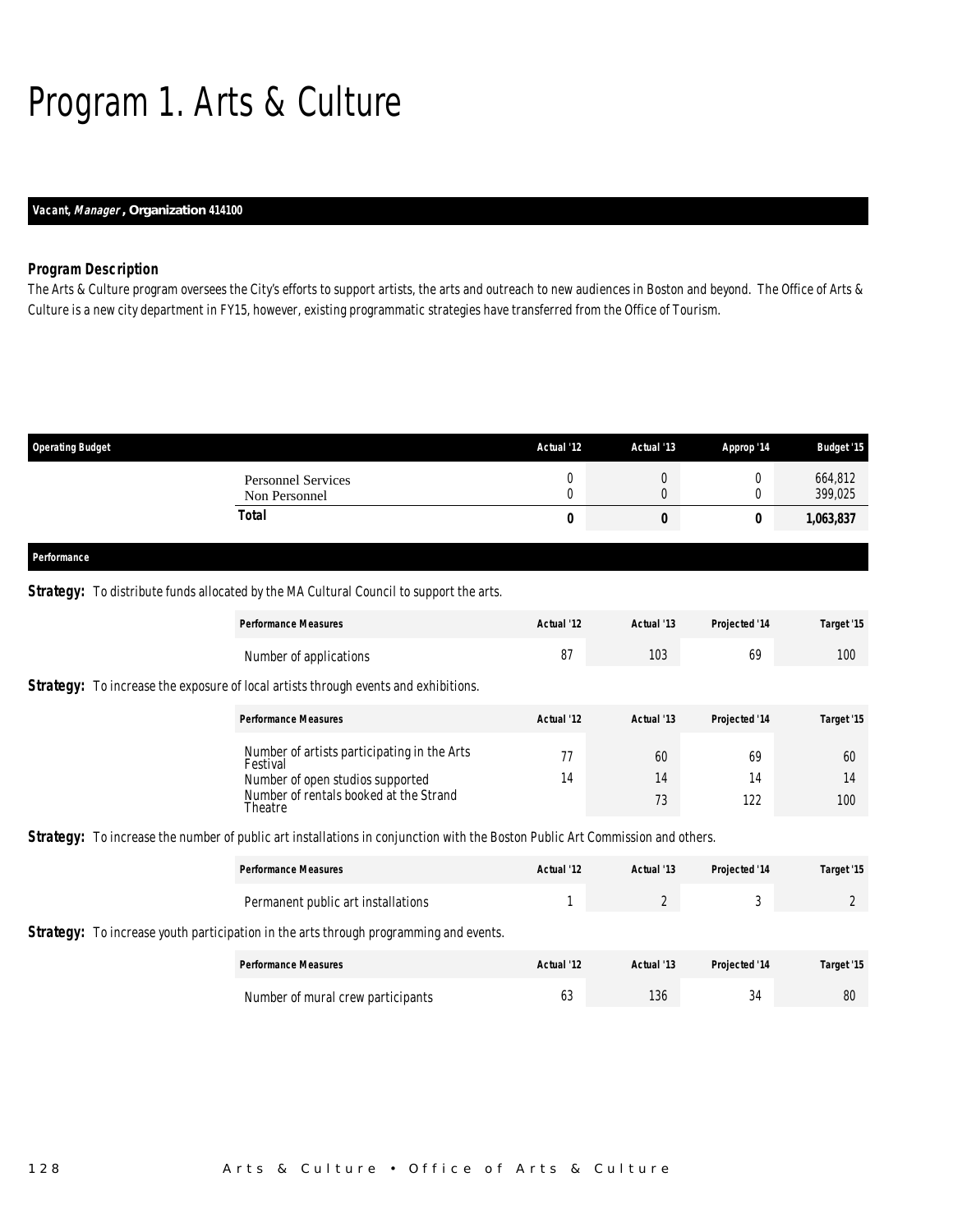# Program 1. Arts & Culture

***Vacant, Manager*, Organization 414100**

### Program Description

The Arts & Culture program oversees the City's efforts to support artists, the arts and outreach to new audiences in Boston and beyond. The Office of Arts & Culture is a new city department in FY15, however, existing programmatic strategies have transferred from the Office of Tourism.

| Operating Budget | Actual '12 | Actual '13 | Approp '14 | Budget '15 |
|---|---|---|---|---|
| Personnel Services | 0 | 0 | 0 | 664,812 |
| Non Personnel | 0 | 0 | 0 | 399,025 |
| **Total** | **0** | **0** | **0** | **1,063,837** |

### Performance

**Strategy:** To distribute funds allocated by the MA Cultural Council to support the arts.

| Performance Measures | Actual '12 | Actual '13 | Projected '14 | Target '15 |
|---|---|---|---|---|
| Number of applications | 87 | 103 | 69 | 100 |

**Strategy:** To increase the exposure of local artists through events and exhibitions.

| Performance Measures | Actual '12 | Actual '13 | Projected '14 | Target '15 |
|---|---|---|---|---|
| Number of artists participating in the Arts Festival | 77 | 60 | 69 | 60 |
| Number of open studios supported | 14 | 14 | 14 | 14 |
| Number of rentals booked at the Strand Theatre | | 73 | 122 | 100 |

**Strategy:** To increase the number of public art installations in conjunction with the Boston Public Art Commission and others.

| Performance Measures | Actual '12 | Actual '13 | Projected '14 | Target '15 |
|---|---|---|---|---|
| Permanent public art installations | 1 | 2 | 3 | 2 |

**Strategy:** To increase youth participation in the arts through programming and events.

| Performance Measures | Actual '12 | Actual '13 | Projected '14 | Target '15 |
|---|---|---|---|---|
| Number of mural crew participants | 63 | 136 | 34 | 80 |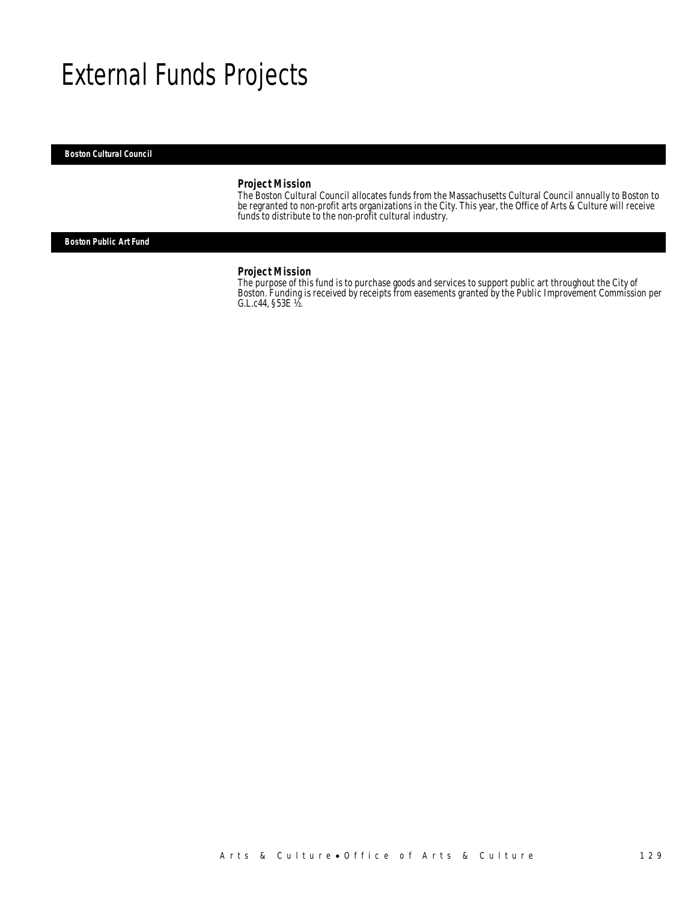# External Funds Projects

## Boston Cultural Council

### *Project Mission*

*The Boston Cultural Council allocates funds from the Massachusetts Cultural Council annually to Boston to be regranted to non-profit arts organizations in the City. This year, the Office of Arts & Culture will receive funds to distribute to the non-profit cultural industry.*

## Boston Public Art Fund

### *Project Mission*

*The purpose of this fund is to purchase goods and services to support public art throughout the City of Boston. Funding is received by receipts from easements granted by the Public Improvement Commission per G.L.c44, §53E ½.*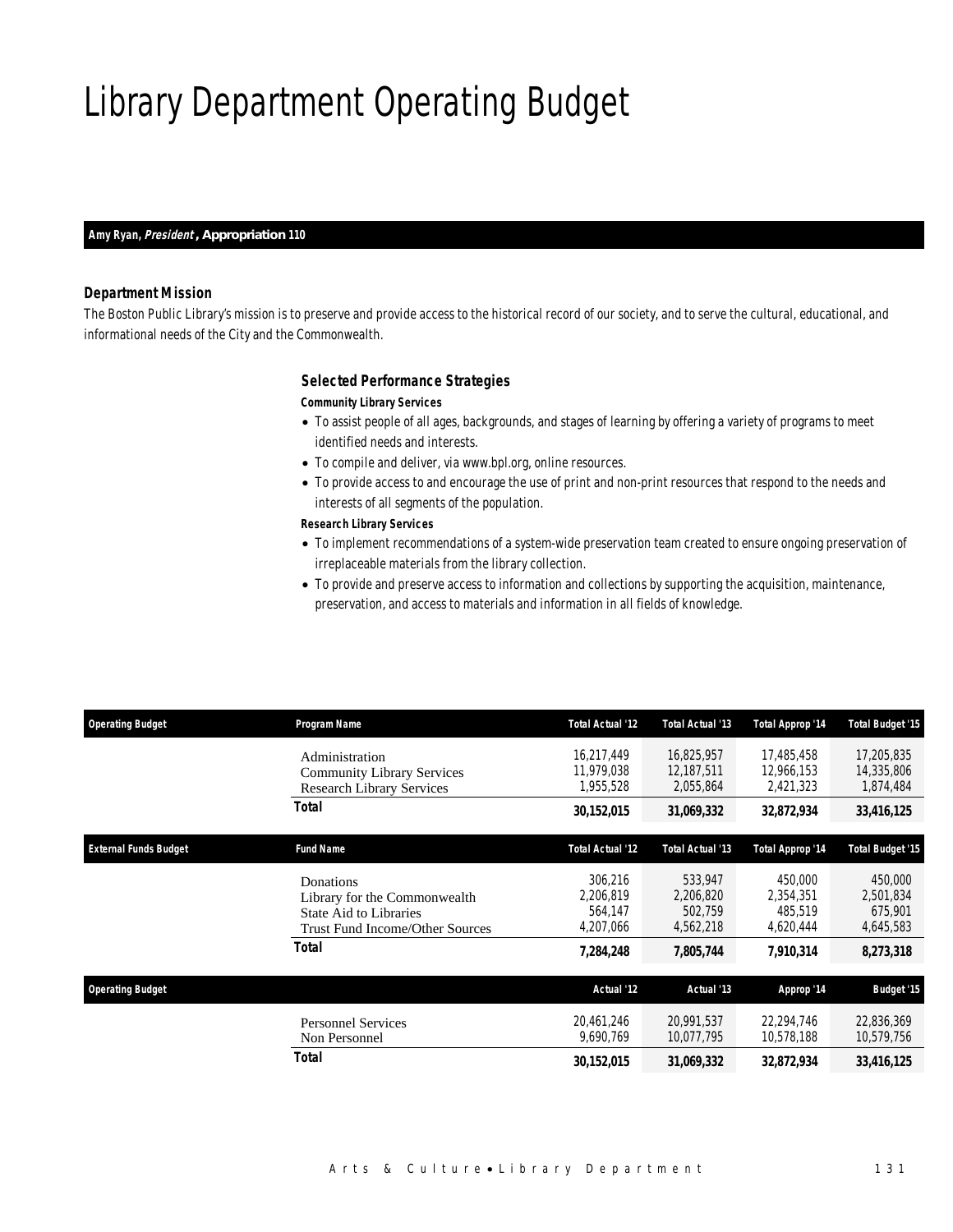# Library Department Operating Budget

**Amy Ryan, *President*, Appropriation 110**

### *Department Mission*

*The Boston Public Library's mission is to preserve and provide access to the historical record of our society, and to serve the cultural, educational, and informational needs of the City and the Commonwealth.*

### *Selected Performance Strategies*

***Community Library Services***

- To assist people of all ages, backgrounds, and stages of learning by offering a variety of programs to meet identified needs and interests.
- To compile and deliver, via www.bpl.org, online resources.
- To provide access to and encourage the use of print and non-print resources that respond to the needs and interests of all segments of the population.

***Research Library Services***

- To implement recommendations of a system-wide preservation team created to ensure ongoing preservation of irreplaceable materials from the library collection.
- To provide and preserve access to information and collections by supporting the acquisition, maintenance, preservation, and access to materials and information in all fields of knowledge.

| Operating Budget | Program Name | Total Actual '12 | Total Actual '13 | Total Approp '14 | Total Budget '15 |
|---|---|---|---|---|---|
| | Administration | 16,217,449 | 16,825,957 | 17,485,458 | 17,205,835 |
| | Community Library Services | 11,979,038 | 12,187,511 | 12,966,153 | 14,335,806 |
| | Research Library Services | 1,955,528 | 2,055,864 | 2,421,323 | 1,874,484 |
| | **Total** | **30,152,015** | **31,069,332** | **32,872,934** | **33,416,125** |

| External Funds Budget | Fund Name | Total Actual '12 | Total Actual '13 | Total Approp '14 | Total Budget '15 |
|---|---|---|---|---|---|
| | Donations | 306,216 | 533,947 | 450,000 | 450,000 |
| | Library for the Commonwealth | 2,206,819 | 2,206,820 | 2,354,351 | 2,501,834 |
| | State Aid to Libraries | 564,147 | 502,759 | 485,519 | 675,901 |
| | Trust Fund Income/Other Sources | 4,207,066 | 4,562,218 | 4,620,444 | 4,645,583 |
| | **Total** | **7,284,248** | **7,805,744** | **7,910,314** | **8,273,318** |

| Operating Budget | | Actual '12 | Actual '13 | Approp '14 | Budget '15 |
|---|---|---|---|---|---|
| | Personnel Services | 20,461,246 | 20,991,537 | 22,294,746 | 22,836,369 |
| | Non Personnel | 9,690,769 | 10,077,795 | 10,578,188 | 10,579,756 |
| | **Total** | **30,152,015** | **31,069,332** | **32,872,934** | **33,416,125** |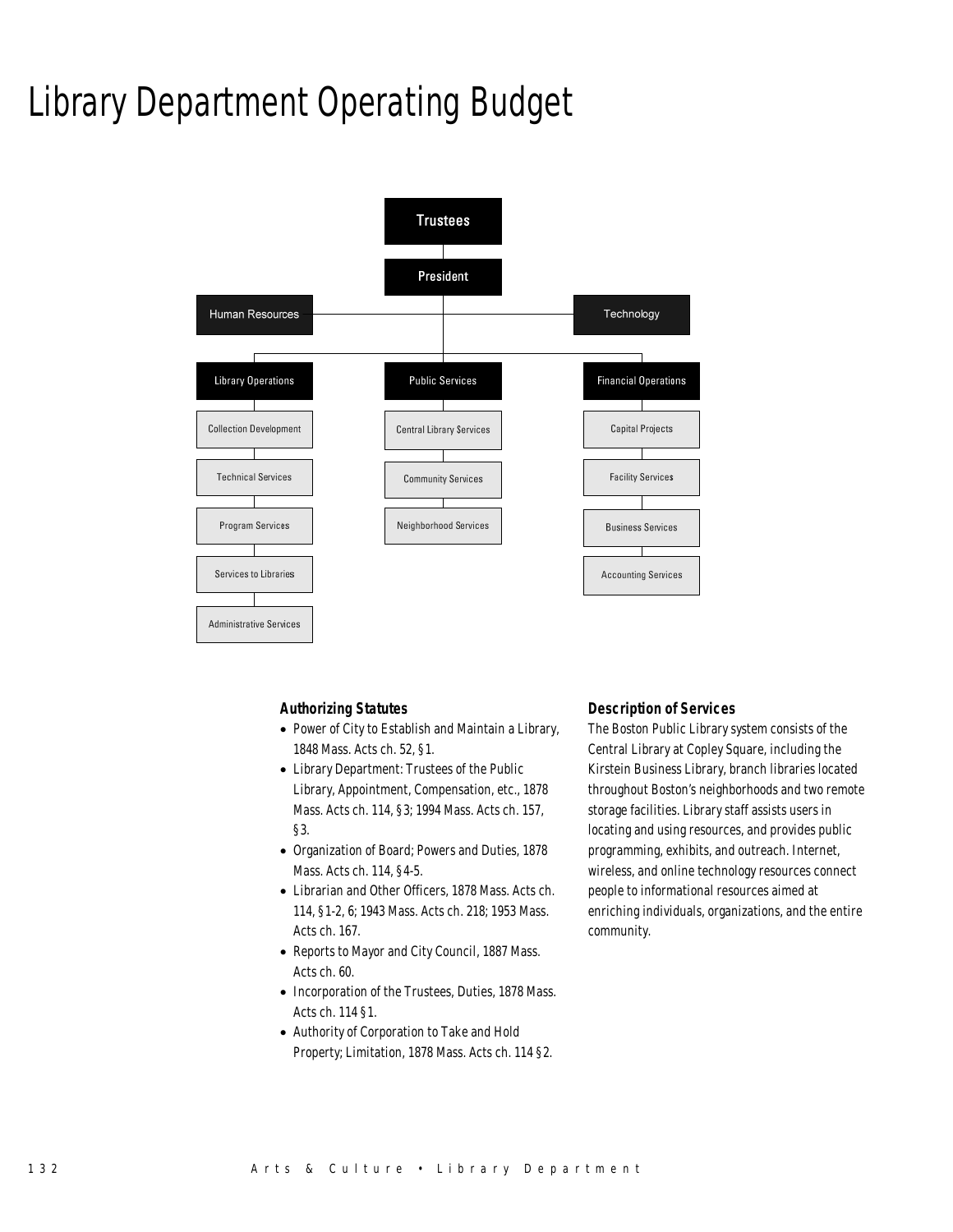# Library Department Operating Budget

Trustees

President

Human Resources

Technology

Library Operations
- Collection Development
- Technical Services
- Program Services
- Services to Libraries
- Administrative Services

Public Services
- Central Library Services
- Community Services
- Neighborhood Services

Financial Operations
- Capital Projects
- Facility Services
- Business Services
- Accounting Services

### Authorizing Statutes

- Power of City to Establish and Maintain a Library, 1848 Mass. Acts ch. 52, §1.
- Library Department: Trustees of the Public Library, Appointment, Compensation, etc., 1878 Mass. Acts ch. 114, §3; 1994 Mass. Acts ch. 157, §3.
- Organization of Board; Powers and Duties, 1878 Mass. Acts ch. 114, §4-5.
- Librarian and Other Officers, 1878 Mass. Acts ch. 114, §1-2, 6; 1943 Mass. Acts ch. 218; 1953 Mass. Acts ch. 167.
- Reports to Mayor and City Council, 1887 Mass. Acts ch. 60.
- Incorporation of the Trustees, Duties, 1878 Mass. Acts ch. 114 §1.
- Authority of Corporation to Take and Hold Property; Limitation, 1878 Mass. Acts ch. 114 §2.

### Description of Services

The Boston Public Library system consists of the Central Library at Copley Square, including the Kirstein Business Library, branch libraries located throughout Boston's neighborhoods and two remote storage facilities. Library staff assists users in locating and using resources, and provides public programming, exhibits, and outreach. Internet, wireless, and online technology resources connect people to informational resources aimed at enriching individuals, organizations, and the entire community.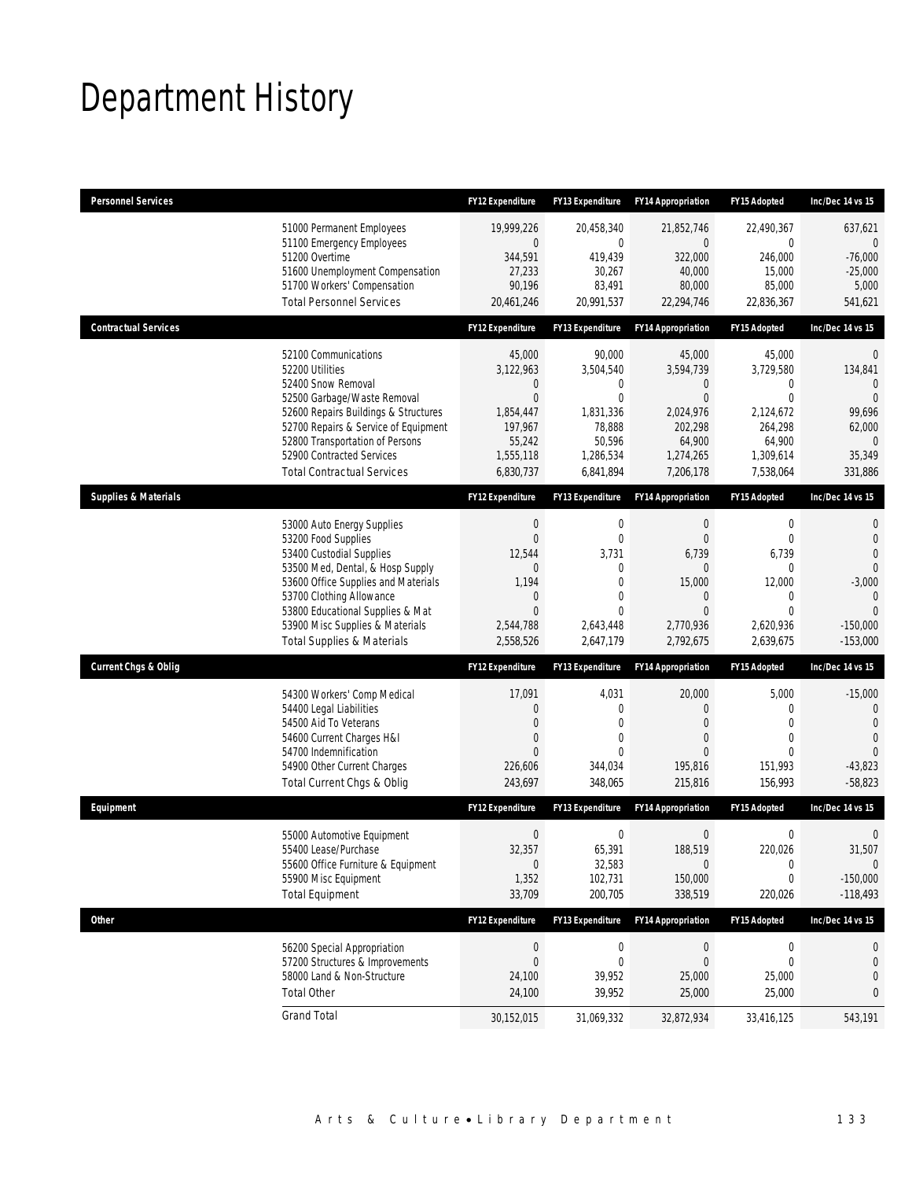# Department History

| Personnel Services | | FY12 Expenditure | FY13 Expenditure | FY14 Appropriation | FY15 Adopted | Inc/Dec 14 vs 15 |
|---|---|---|---|---|---|---|
| | 51000 Permanent Employees | 19,999,226 | 20,458,340 | 21,852,746 | 22,490,367 | 637,621 |
| | 51100 Emergency Employees | 0 | 0 | 0 | 0 | 0 |
| | 51200 Overtime | 344,591 | 419,439 | 322,000 | 246,000 | -76,000 |
| | 51600 Unemployment Compensation | 27,233 | 30,267 | 40,000 | 15,000 | -25,000 |
| | 51700 Workers' Compensation | 90,196 | 83,491 | 80,000 | 85,000 | 5,000 |
| | Total Personnel Services | 20,461,246 | 20,991,537 | 22,294,746 | 22,836,367 | 541,621 |
| **Contractual Services** | | **FY12 Expenditure** | **FY13 Expenditure** | **FY14 Appropriation** | **FY15 Adopted** | **Inc/Dec 14 vs 15** |
| | 52100 Communications | 45,000 | 90,000 | 45,000 | 45,000 | 0 |
| | 52200 Utilities | 3,122,963 | 3,504,540 | 3,594,739 | 3,729,580 | 134,841 |
| | 52400 Snow Removal | 0 | 0 | 0 | 0 | 0 |
| | 52500 Garbage/Waste Removal | 0 | 0 | 0 | 0 | 0 |
| | 52600 Repairs Buildings & Structures | 1,854,447 | 1,831,336 | 2,024,976 | 2,124,672 | 99,696 |
| | 52700 Repairs & Service of Equipment | 197,967 | 78,888 | 202,298 | 264,298 | 62,000 |
| | 52800 Transportation of Persons | 55,242 | 50,596 | 64,900 | 64,900 | 0 |
| | 52900 Contracted Services | 1,555,118 | 1,286,534 | 1,274,265 | 1,309,614 | 35,349 |
| | Total Contractual Services | 6,830,737 | 6,841,894 | 7,206,178 | 7,538,064 | 331,886 |
| **Supplies & Materials** | | **FY12 Expenditure** | **FY13 Expenditure** | **FY14 Appropriation** | **FY15 Adopted** | **Inc/Dec 14 vs 15** |
| | 53000 Auto Energy Supplies | 0 | 0 | 0 | 0 | 0 |
| | 53200 Food Supplies | 0 | 0 | 0 | 0 | 0 |
| | 53400 Custodial Supplies | 12,544 | 3,731 | 6,739 | 6,739 | 0 |
| | 53500 Med, Dental, & Hosp Supply | 0 | 0 | 0 | 0 | 0 |
| | 53600 Office Supplies and Materials | 1,194 | 0 | 15,000 | 12,000 | -3,000 |
| | 53700 Clothing Allowance | 0 | 0 | 0 | 0 | 0 |
| | 53800 Educational Supplies & Mat | 0 | 0 | 0 | 0 | 0 |
| | 53900 Misc Supplies & Materials | 2,544,788 | 2,643,448 | 2,770,936 | 2,620,936 | -150,000 |
| | Total Supplies & Materials | 2,558,526 | 2,647,179 | 2,792,675 | 2,639,675 | -153,000 |
| **Current Chgs & Oblig** | | **FY12 Expenditure** | **FY13 Expenditure** | **FY14 Appropriation** | **FY15 Adopted** | **Inc/Dec 14 vs 15** |
| | 54300 Workers' Comp Medical | 17,091 | 4,031 | 20,000 | 5,000 | -15,000 |
| | 54400 Legal Liabilities | 0 | 0 | 0 | 0 | 0 |
| | 54500 Aid To Veterans | 0 | 0 | 0 | 0 | 0 |
| | 54600 Current Charges H&I | 0 | 0 | 0 | 0 | 0 |
| | 54700 Indemnification | 0 | 0 | 0 | 0 | 0 |
| | 54900 Other Current Charges | 226,606 | 344,034 | 195,816 | 151,993 | -43,823 |
| | Total Current Chgs & Oblig | 243,697 | 348,065 | 215,816 | 156,993 | -58,823 |
| **Equipment** | | **FY12 Expenditure** | **FY13 Expenditure** | **FY14 Appropriation** | **FY15 Adopted** | **Inc/Dec 14 vs 15** |
| | 55000 Automotive Equipment | 0 | 0 | 0 | 0 | 0 |
| | 55400 Lease/Purchase | 32,357 | 65,391 | 188,519 | 220,026 | 31,507 |
| | 55600 Office Furniture & Equipment | 0 | 32,583 | 0 | 0 | 0 |
| | 55900 Misc Equipment | 1,352 | 102,731 | 150,000 | 0 | -150,000 |
| | Total Equipment | 33,709 | 200,705 | 338,519 | 220,026 | -118,493 |
| **Other** | | **FY12 Expenditure** | **FY13 Expenditure** | **FY14 Appropriation** | **FY15 Adopted** | **Inc/Dec 14 vs 15** |
| | 56200 Special Appropriation | 0 | 0 | 0 | 0 | 0 |
| | 57200 Structures & Improvements | 0 | 0 | 0 | 0 | 0 |
| | 58000 Land & Non-Structure | 24,100 | 39,952 | 25,000 | 25,000 | 0 |
| | Total Other | 24,100 | 39,952 | 25,000 | 25,000 | 0 |
| | Grand Total | 30,152,015 | 31,069,332 | 32,872,934 | 33,416,125 | 543,191 |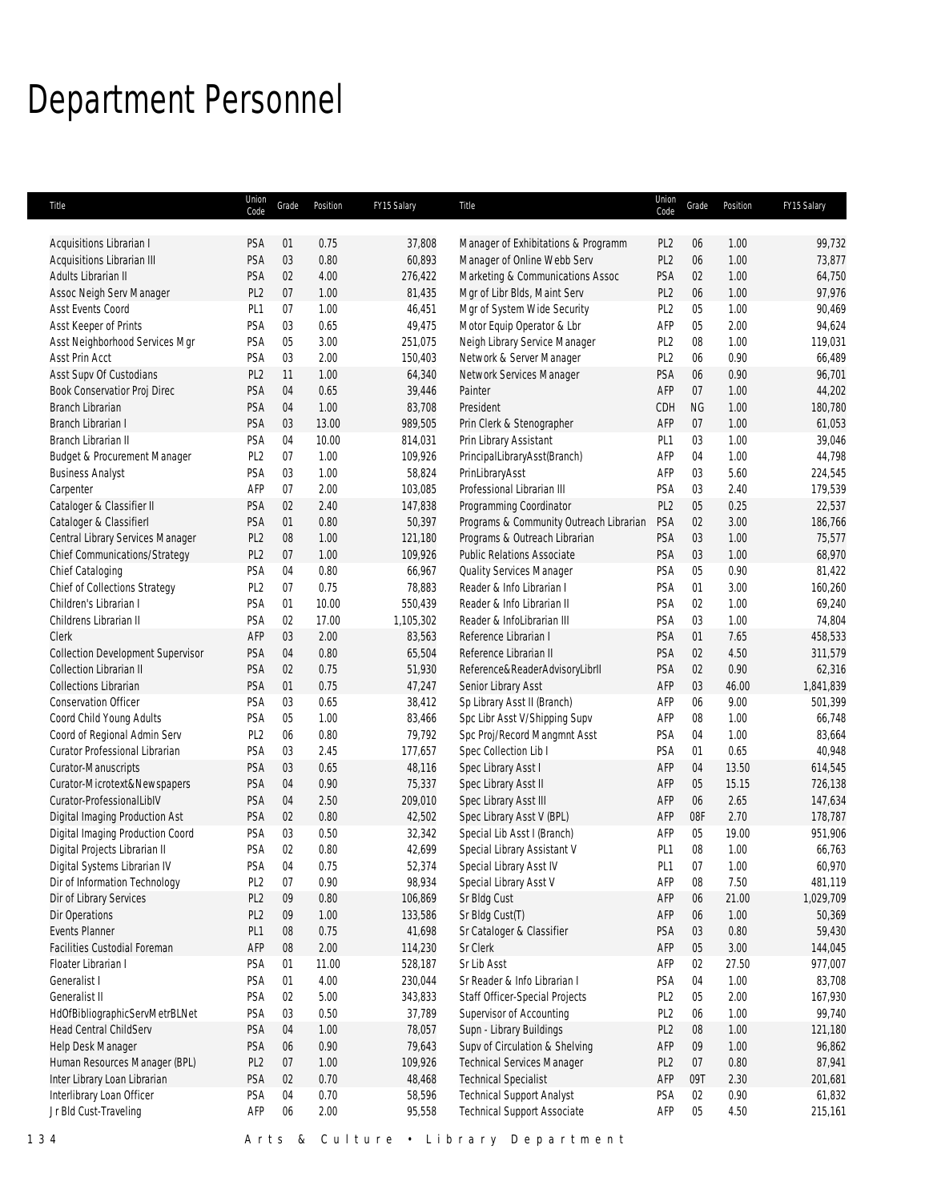# Department Personnel

| Title | Union Code | Grade | Position | FY15 Salary | Title | Union Code | Grade | Position | FY15 Salary |
|---|---|---|---|---|---|---|---|---|---|
| Acquisitions Librarian I | PSA | 01 | 0.75 | 37,808 | Manager of Exhibitations & Programm | PL2 | 06 | 1.00 | 99,732 |
| Acquisitions Librarian III | PSA | 03 | 0.80 | 60,893 | Manager of Online Webb Serv | PL2 | 06 | 1.00 | 73,877 |
| Adults Librarian II | PSA | 02 | 4.00 | 276,422 | Marketing & Communications Assoc | PSA | 02 | 1.00 | 64,750 |
| Assoc Neigh Serv Manager | PL2 | 07 | 1.00 | 81,435 | Mgr of Libr Blds, Maint Serv | PL2 | 06 | 1.00 | 97,976 |
| Asst Events Coord | PL1 | 07 | 1.00 | 46,451 | Mgr of System Wide Security | PL2 | 05 | 1.00 | 90,469 |
| Asst Keeper of Prints | PSA | 03 | 0.65 | 49,475 | Motor Equip Operator & Lbr | AFP | 05 | 2.00 | 94,624 |
| Asst Neighborhood Services Mgr | PSA | 05 | 3.00 | 251,075 | Neigh Library Service Manager | PL2 | 08 | 1.00 | 119,031 |
| Asst Prin Acct | PSA | 03 | 2.00 | 150,403 | Network & Server Manager | PL2 | 06 | 0.90 | 66,489 |
| Asst Supv Of Custodians | PL2 | 11 | 1.00 | 64,340 | Network Services Manager | PSA | 06 | 0.90 | 96,701 |
| Book Conservatior Proj Direc | PSA | 04 | 0.65 | 39,446 | Painter | AFP | 07 | 1.00 | 44,202 |
| Branch Librarian | PSA | 04 | 1.00 | 83,708 | President | CDH | NG | 1.00 | 180,780 |
| Branch Librarian I | PSA | 03 | 13.00 | 989,505 | Prin Clerk & Stenographer | AFP | 07 | 1.00 | 61,053 |
| Branch Librarian II | PSA | 04 | 10.00 | 814,031 | Prin Library Assistant | PL1 | 03 | 1.00 | 39,046 |
| Budget & Procurement Manager | PL2 | 07 | 1.00 | 109,926 | PrincipalLibraryAsst(Branch) | AFP | 04 | 1.00 | 44,798 |
| Business Analyst | PSA | 03 | 1.00 | 58,824 | PrinLibraryAsst | AFP | 03 | 5.60 | 224,545 |
| Carpenter | AFP | 07 | 2.00 | 103,085 | Professional Librarian III | PSA | 03 | 2.40 | 179,539 |
| Cataloger & Classifier II | PSA | 02 | 2.40 | 147,838 | Programming Coordinator | PL2 | 05 | 0.25 | 22,537 |
| Cataloger & ClassifierI | PSA | 01 | 0.80 | 50,397 | Programs & Community Outreach Librarian | PSA | 02 | 3.00 | 186,766 |
| Central Library Services Manager | PL2 | 08 | 1.00 | 121,180 | Programs & Outreach Librarian | PSA | 03 | 1.00 | 75,577 |
| Chief Communications/Strategy | PL2 | 07 | 1.00 | 109,926 | Public Relations Associate | PSA | 03 | 1.00 | 68,970 |
| Chief Cataloging | PSA | 04 | 0.80 | 66,967 | Quality Services Manager | PSA | 05 | 0.90 | 81,422 |
| Chief of Collections Strategy | PL2 | 07 | 0.75 | 78,883 | Reader & Info Librarian I | PSA | 01 | 3.00 | 160,260 |
| Children's Librarian I | PSA | 01 | 10.00 | 550,439 | Reader & Info Librarian II | PSA | 02 | 1.00 | 69,240 |
| Childrens Librarian II | PSA | 02 | 17.00 | 1,105,302 | Reader & InfoLibrarian III | PSA | 03 | 1.00 | 74,804 |
| Clerk | AFP | 03 | 2.00 | 83,563 | Reference Librarian I | PSA | 01 | 7.65 | 458,533 |
| Collection Development Supervisor | PSA | 04 | 0.80 | 65,504 | Reference Librarian II | PSA | 02 | 4.50 | 311,579 |
| Collection Librarian II | PSA | 02 | 0.75 | 51,930 | Reference&ReaderAdvisoryLibrII | PSA | 02 | 0.90 | 62,316 |
| Collections Librarian | PSA | 01 | 0.75 | 47,247 | Senior Library Asst | AFP | 03 | 46.00 | 1,841,839 |
| Conservation Officer | PSA | 03 | 0.65 | 38,412 | Sp Library Asst II (Branch) | AFP | 06 | 9.00 | 501,399 |
| Coord Child Young Adults | PSA | 05 | 1.00 | 83,466 | Spc Libr Asst V/Shipping Supv | AFP | 08 | 1.00 | 66,748 |
| Coord of Regional Admin Serv | PL2 | 06 | 0.80 | 79,792 | Spc Proj/Record Mangmnt Asst | PSA | 04 | 1.00 | 83,664 |
| Curator Professional Librarian | PSA | 03 | 2.45 | 177,657 | Spec Collection Lib I | PSA | 01 | 0.65 | 40,948 |
| Curator-Manuscripts | PSA | 03 | 0.65 | 48,116 | Spec Library Asst I | AFP | 04 | 13.50 | 614,545 |
| Curator-Microtext&Newspapers | PSA | 04 | 0.90 | 75,337 | Spec Library Asst II | AFP | 05 | 15.15 | 726,138 |
| Curator-ProfessionalLibIV | PSA | 04 | 2.50 | 209,010 | Spec Library Asst III | AFP | 06 | 2.65 | 147,634 |
| Digital Imaging Production Ast | PSA | 02 | 0.80 | 42,502 | Spec Library Asst V (BPL) | AFP | 08F | 2.70 | 178,787 |
| Digital Imaging Production Coord | PSA | 03 | 0.50 | 32,342 | Special Lib Asst I (Branch) | AFP | 05 | 19.00 | 951,906 |
| Digital Projects Librarian II | PSA | 02 | 0.80 | 42,699 | Special Library Assistant V | PL1 | 08 | 1.00 | 66,763 |
| Digital Systems Librarian IV | PSA | 04 | 0.75 | 52,374 | Special Library Asst IV | PL1 | 07 | 1.00 | 60,970 |
| Dir of Information Technology | PL2 | 07 | 0.90 | 98,934 | Special Library Asst V | AFP | 08 | 7.50 | 481,119 |
| Dir of Library Services | PL2 | 09 | 0.80 | 106,869 | Sr Bldg Cust | AFP | 06 | 21.00 | 1,029,709 |
| Dir Operations | PL2 | 09 | 1.00 | 133,586 | Sr Bldg Cust(T) | AFP | 06 | 1.00 | 50,369 |
| Events Planner | PL1 | 08 | 0.75 | 41,698 | Sr Cataloger & Classifier | PSA | 03 | 0.80 | 59,430 |
| Facilities Custodial Foreman | AFP | 08 | 2.00 | 114,230 | Sr Clerk | AFP | 05 | 3.00 | 144,045 |
| Floater Librarian I | PSA | 01 | 11.00 | 528,187 | Sr Lib Asst | AFP | 02 | 27.50 | 977,007 |
| Generalist I | PSA | 01 | 4.00 | 230,044 | Sr Reader & Info Librarian I | PSA | 04 | 1.00 | 83,708 |
| Generalist II | PSA | 02 | 5.00 | 343,833 | Staff Officer-Special Projects | PL2 | 05 | 2.00 | 167,930 |
| HdOfBibliographicServMetrBLNet | PSA | 03 | 0.50 | 37,789 | Supervisor of Accounting | PL2 | 06 | 1.00 | 99,740 |
| Head Central ChildServ | PSA | 04 | 1.00 | 78,057 | Supn - Library Buildings | PL2 | 08 | 1.00 | 121,180 |
| Help Desk Manager | PSA | 06 | 0.90 | 79,643 | Supv of Circulation & Shelving | AFP | 09 | 1.00 | 96,862 |
| Human Resources Manager (BPL) | PL2 | 07 | 1.00 | 109,926 | Technical Services Manager | PL2 | 07 | 0.80 | 87,941 |
| Inter Library Loan Librarian | PSA | 02 | 0.70 | 48,468 | Technical Specialist | AFP | 09T | 2.30 | 201,681 |
| Interlibrary Loan Officer | PSA | 04 | 0.70 | 58,596 | Technical Support Analyst | PSA | 02 | 0.90 | 61,832 |
| Jr Bld Cust-Traveling | AFP | 06 | 2.00 | 95,558 | Technical Support Associate | AFP | 05 | 4.50 | 215,161 |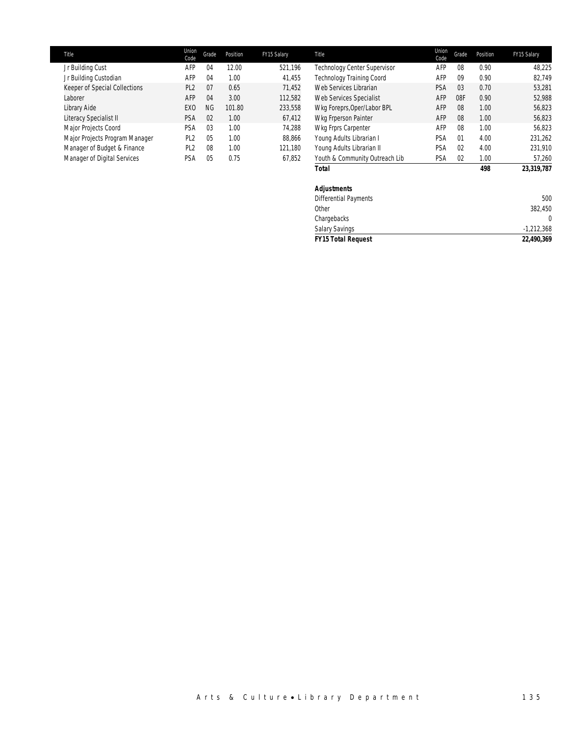| Title | Union Code | Grade | Position | FY15 Salary | Title | Union Code | Grade | Position | FY15 Salary |
|---|---|---|---|---|---|---|---|---|---|
| Jr Building Cust | AFP | 04 | 12.00 | 521,196 | Technology Center Supervisor | AFP | 08 | 0.90 | 48,225 |
| Jr Building Custodian | AFP | 04 | 1.00 | 41,455 | Technology Training Coord | AFP | 09 | 0.90 | 82,749 |
| Keeper of Special Collections | PL2 | 07 | 0.65 | 71,452 | Web Services Librarian | PSA | 03 | 0.70 | 53,281 |
| Laborer | AFP | 04 | 3.00 | 112,582 | Web Services Specialist | AFP | 08F | 0.90 | 52,988 |
| Library Aide | EXO | NG | 101.80 | 233,558 | Wkg Foreprs,Oper/Labor BPL | AFP | 08 | 1.00 | 56,823 |
| Literacy Specialist II | PSA | 02 | 1.00 | 67,412 | Wkg Frperson Painter | AFP | 08 | 1.00 | 56,823 |
| Major Projects Coord | PSA | 03 | 1.00 | 74,288 | Wkg Frprs Carpenter | AFP | 08 | 1.00 | 56,823 |
| Major Projects Program Manager | PL2 | 05 | 1.00 | 88,866 | Young Adults Librarian I | PSA | 01 | 4.00 | 231,262 |
| Manager of Budget & Finance | PL2 | 08 | 1.00 | 121,180 | Young Adults Librarian II | PSA | 02 | 4.00 | 231,910 |
| Manager of Digital Services | PSA | 05 | 0.75 | 67,852 | Youth & Community Outreach Lib | PSA | 02 | 1.00 | 57,260 |
| | | | | | **Total** | | | **498** | **23,319,787** |

| **Adjustments** | |
|---|---|
| Differential Payments | 500 |
| Other | 382,450 |
| Chargebacks | 0 |
| Salary Savings | -1,212,368 |
| ***FY15 Total Request*** | ***22,490,369*** |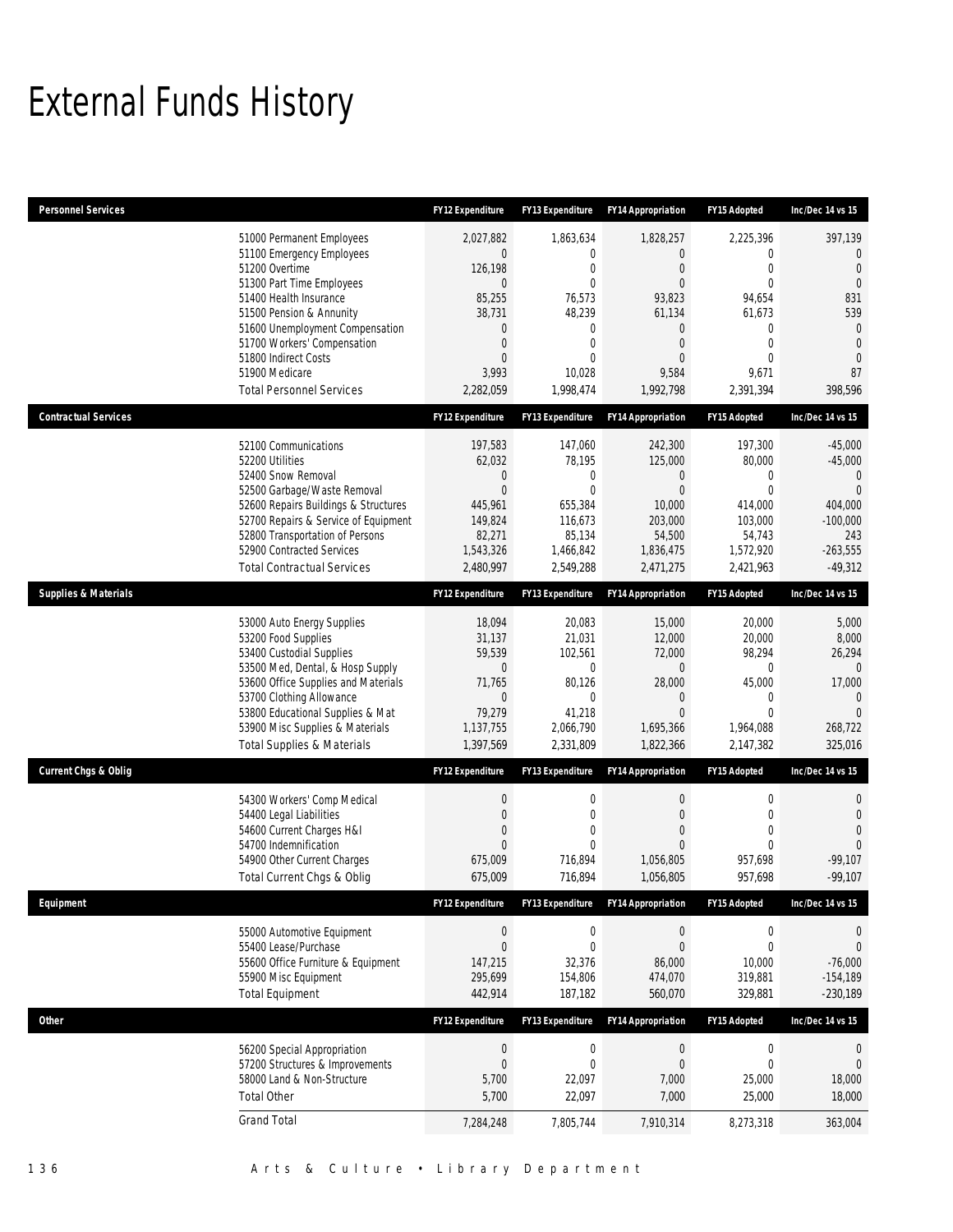# External Funds History

| Personnel Services | | FY12 Expenditure | FY13 Expenditure | FY14 Appropriation | FY15 Adopted | Inc/Dec 14 vs 15 |
|---|---|---|---|---|---|---|
| | 51000 Permanent Employees | 2,027,882 | 1,863,634 | 1,828,257 | 2,225,396 | 397,139 |
| | 51100 Emergency Employees | 0 | 0 | 0 | 0 | 0 |
| | 51200 Overtime | 126,198 | 0 | 0 | 0 | 0 |
| | 51300 Part Time Employees | 0 | 0 | 0 | 0 | 0 |
| | 51400 Health Insurance | 85,255 | 76,573 | 93,823 | 94,654 | 831 |
| | 51500 Pension & Annunity | 38,731 | 48,239 | 61,134 | 61,673 | 539 |
| | 51600 Unemployment Compensation | 0 | 0 | 0 | 0 | 0 |
| | 51700 Workers' Compensation | 0 | 0 | 0 | 0 | 0 |
| | 51800 Indirect Costs | 0 | 0 | 0 | 0 | 0 |
| | 51900 Medicare | 3,993 | 10,028 | 9,584 | 9,671 | 87 |
| | Total Personnel Services | 2,282,059 | 1,998,474 | 1,992,798 | 2,391,394 | 398,596 |
| **Contractual Services** | | **FY12 Expenditure** | **FY13 Expenditure** | **FY14 Appropriation** | **FY15 Adopted** | **Inc/Dec 14 vs 15** |
| | 52100 Communications | 197,583 | 147,060 | 242,300 | 197,300 | -45,000 |
| | 52200 Utilities | 62,032 | 78,195 | 125,000 | 80,000 | -45,000 |
| | 52400 Snow Removal | 0 | 0 | 0 | 0 | 0 |
| | 52500 Garbage/Waste Removal | 0 | 0 | 0 | 0 | 0 |
| | 52600 Repairs Buildings & Structures | 445,961 | 655,384 | 10,000 | 414,000 | 404,000 |
| | 52700 Repairs & Service of Equipment | 149,824 | 116,673 | 203,000 | 103,000 | -100,000 |
| | 52800 Transportation of Persons | 82,271 | 85,134 | 54,500 | 54,743 | 243 |
| | 52900 Contracted Services | 1,543,326 | 1,466,842 | 1,836,475 | 1,572,920 | -263,555 |
| | Total Contractual Services | 2,480,997 | 2,549,288 | 2,471,275 | 2,421,963 | -49,312 |
| **Supplies & Materials** | | **FY12 Expenditure** | **FY13 Expenditure** | **FY14 Appropriation** | **FY15 Adopted** | **Inc/Dec 14 vs 15** |
| | 53000 Auto Energy Supplies | 18,094 | 20,083 | 15,000 | 20,000 | 5,000 |
| | 53200 Food Supplies | 31,137 | 21,031 | 12,000 | 20,000 | 8,000 |
| | 53400 Custodial Supplies | 59,539 | 102,561 | 72,000 | 98,294 | 26,294 |
| | 53500 Med, Dental, & Hosp Supply | 0 | 0 | 0 | 0 | 0 |
| | 53600 Office Supplies and Materials | 71,765 | 80,126 | 28,000 | 45,000 | 17,000 |
| | 53700 Clothing Allowance | 0 | 0 | 0 | 0 | 0 |
| | 53800 Educational Supplies & Mat | 79,279 | 41,218 | 0 | 0 | 0 |
| | 53900 Misc Supplies & Materials | 1,137,755 | 2,066,790 | 1,695,366 | 1,964,088 | 268,722 |
| | Total Supplies & Materials | 1,397,569 | 2,331,809 | 1,822,366 | 2,147,382 | 325,016 |
| **Current Chgs & Oblig** | | **FY12 Expenditure** | **FY13 Expenditure** | **FY14 Appropriation** | **FY15 Adopted** | **Inc/Dec 14 vs 15** |
| | 54300 Workers' Comp Medical | 0 | 0 | 0 | 0 | 0 |
| | 54400 Legal Liabilities | 0 | 0 | 0 | 0 | 0 |
| | 54600 Current Charges H&I | 0 | 0 | 0 | 0 | 0 |
| | 54700 Indemnification | 0 | 0 | 0 | 0 | 0 |
| | 54900 Other Current Charges | 675,009 | 716,894 | 1,056,805 | 957,698 | -99,107 |
| | Total Current Chgs & Oblig | 675,009 | 716,894 | 1,056,805 | 957,698 | -99,107 |
| **Equipment** | | **FY12 Expenditure** | **FY13 Expenditure** | **FY14 Appropriation** | **FY15 Adopted** | **Inc/Dec 14 vs 15** |
| | 55000 Automotive Equipment | 0 | 0 | 0 | 0 | 0 |
| | 55400 Lease/Purchase | 0 | 0 | 0 | 0 | 0 |
| | 55600 Office Furniture & Equipment | 147,215 | 32,376 | 86,000 | 10,000 | -76,000 |
| | 55900 Misc Equipment | 295,699 | 154,806 | 474,070 | 319,881 | -154,189 |
| | Total Equipment | 442,914 | 187,182 | 560,070 | 329,881 | -230,189 |
| **Other** | | **FY12 Expenditure** | **FY13 Expenditure** | **FY14 Appropriation** | **FY15 Adopted** | **Inc/Dec 14 vs 15** |
| | 56200 Special Appropriation | 0 | 0 | 0 | 0 | 0 |
| | 57200 Structures & Improvements | 0 | 0 | 0 | 0 | 0 |
| | 58000 Land & Non-Structure | 5,700 | 22,097 | 7,000 | 25,000 | 18,000 |
| | Total Other | 5,700 | 22,097 | 7,000 | 25,000 | 18,000 |
| | Grand Total | 7,284,248 | 7,805,744 | 7,910,314 | 8,273,318 | 363,004 |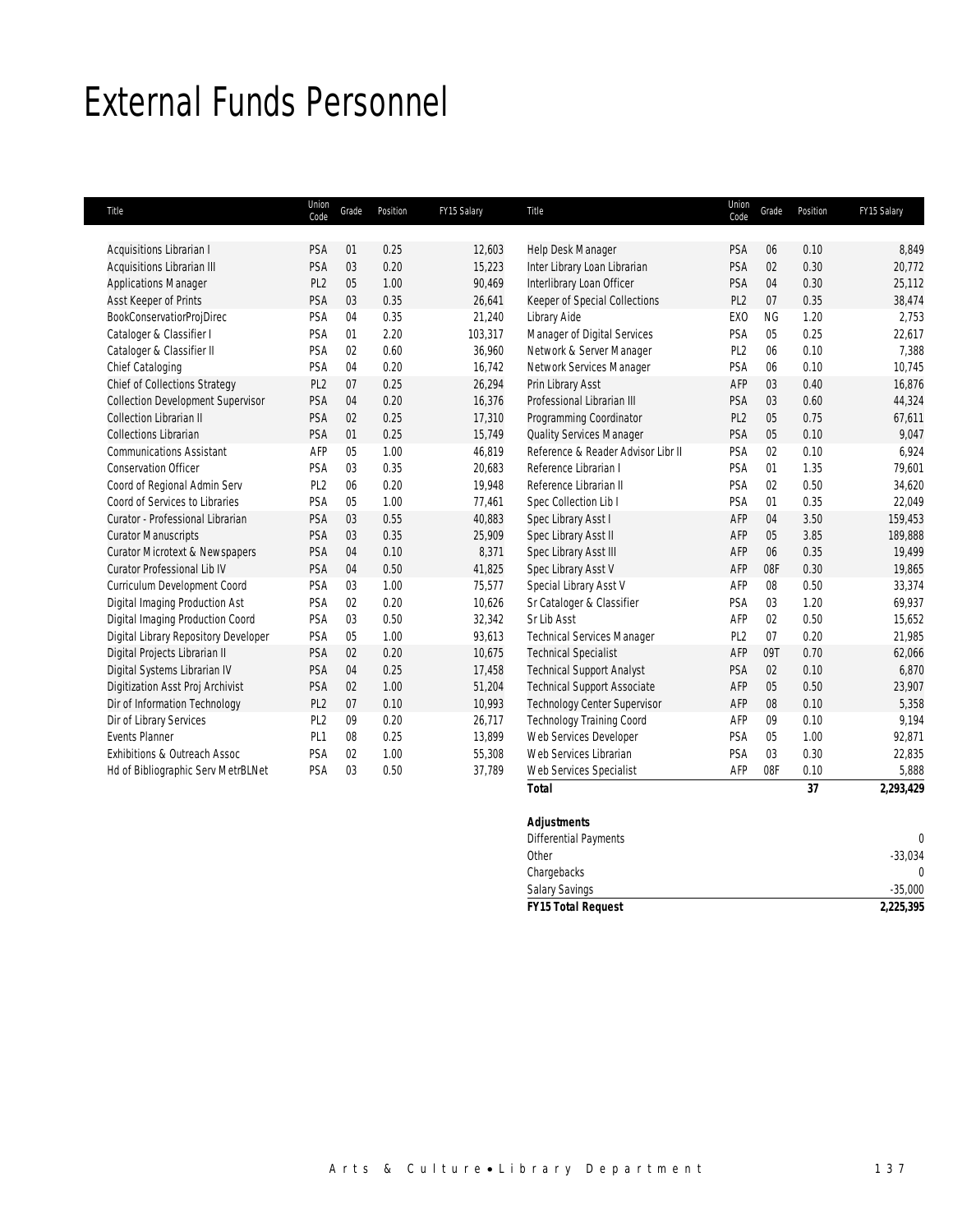# External Funds Personnel

| Title | Union Code | Grade | Position | FY15 Salary | Title | Union Code | Grade | Position | FY15 Salary |
|---|---|---|---|---|---|---|---|---|---|
| Acquisitions Librarian I | PSA | 01 | 0.25 | 12,603 | Help Desk Manager | PSA | 06 | 0.10 | 8,849 |
| Acquisitions Librarian III | PSA | 03 | 0.20 | 15,223 | Inter Library Loan Librarian | PSA | 02 | 0.30 | 20,772 |
| Applications Manager | PL2 | 05 | 1.00 | 90,469 | Interlibrary Loan Officer | PSA | 04 | 0.30 | 25,112 |
| Asst Keeper of Prints | PSA | 03 | 0.35 | 26,641 | Keeper of Special Collections | PL2 | 07 | 0.35 | 38,474 |
| BookConservatiorProjDirec | PSA | 04 | 0.35 | 21,240 | Library Aide | EXO | NG | 1.20 | 2,753 |
| Cataloger & Classifier I | PSA | 01 | 2.20 | 103,317 | Manager of Digital Services | PSA | 05 | 0.25 | 22,617 |
| Cataloger & Classifier II | PSA | 02 | 0.60 | 36,960 | Network & Server Manager | PL2 | 06 | 0.10 | 7,388 |
| Chief Cataloging | PSA | 04 | 0.20 | 16,742 | Network Services Manager | PSA | 06 | 0.10 | 10,745 |
| Chief of Collections Strategy | PL2 | 07 | 0.25 | 26,294 | Prin Library Asst | AFP | 03 | 0.40 | 16,876 |
| Collection Development Supervisor | PSA | 04 | 0.20 | 16,376 | Professional Librarian III | PSA | 03 | 0.60 | 44,324 |
| Collection Librarian II | PSA | 02 | 0.25 | 17,310 | Programming Coordinator | PL2 | 05 | 0.75 | 67,611 |
| Collections Librarian | PSA | 01 | 0.25 | 15,749 | Quality Services Manager | PSA | 05 | 0.10 | 9,047 |
| Communications Assistant | AFP | 05 | 1.00 | 46,819 | Reference & Reader Advisor Libr II | PSA | 02 | 0.10 | 6,924 |
| Conservation Officer | PSA | 03 | 0.35 | 20,683 | Reference Librarian I | PSA | 01 | 1.35 | 79,601 |
| Coord of Regional Admin Serv | PL2 | 06 | 0.20 | 19,948 | Reference Librarian II | PSA | 02 | 0.50 | 34,620 |
| Coord of Services to Libraries | PSA | 05 | 1.00 | 77,461 | Spec Collection Lib I | PSA | 01 | 0.35 | 22,049 |
| Curator - Professional Librarian | PSA | 03 | 0.55 | 40,883 | Spec Library Asst I | AFP | 04 | 3.50 | 159,453 |
| Curator Manuscripts | PSA | 03 | 0.35 | 25,909 | Spec Library Asst II | AFP | 05 | 3.85 | 189,888 |
| Curator Microtext & Newspapers | PSA | 04 | 0.10 | 8,371 | Spec Library Asst III | AFP | 06 | 0.35 | 19,499 |
| Curator Professional Lib IV | PSA | 04 | 0.50 | 41,825 | Spec Library Asst V | AFP | 08F | 0.30 | 19,865 |
| Curriculum Development Coord | PSA | 03 | 1.00 | 75,577 | Special Library Asst V | AFP | 08 | 0.50 | 33,374 |
| Digital Imaging Production Ast | PSA | 02 | 0.20 | 10,626 | Sr Cataloger & Classifier | PSA | 03 | 1.20 | 69,937 |
| Digital Imaging Production Coord | PSA | 03 | 0.50 | 32,342 | Sr Lib Asst | AFP | 02 | 0.50 | 15,652 |
| Digital Library Repository Developer | PSA | 05 | 1.00 | 93,613 | Technical Services Manager | PL2 | 07 | 0.20 | 21,985 |
| Digital Projects Librarian II | PSA | 02 | 0.20 | 10,675 | Technical Specialist | AFP | 09T | 0.70 | 62,066 |
| Digital Systems Librarian IV | PSA | 04 | 0.25 | 17,458 | Technical Support Analyst | PSA | 02 | 0.10 | 6,870 |
| Digitization Asst Proj Archivist | PSA | 02 | 1.00 | 51,204 | Technical Support Associate | AFP | 05 | 0.50 | 23,907 |
| Dir of Information Technology | PL2 | 07 | 0.10 | 10,993 | Technology Center Supervisor | AFP | 08 | 0.10 | 5,358 |
| Dir of Library Services | PL2 | 09 | 0.20 | 26,717 | Technology Training Coord | AFP | 09 | 0.10 | 9,194 |
| Events Planner | PL1 | 08 | 0.25 | 13,899 | Web Services Developer | PSA | 05 | 1.00 | 92,871 |
| Exhibitions & Outreach Assoc | PSA | 02 | 1.00 | 55,308 | Web Services Librarian | PSA | 03 | 0.30 | 22,835 |
| Hd of Bibliographic Serv MetrBLNet | PSA | 03 | 0.50 | 37,789 | Web Services Specialist | AFP | 08F | 0.10 | 5,888 |
| | | | | | **Total** | | | **37** | **2,293,429** |

| **Adjustments** | |
|---|---|
| Differential Payments | 0 |
| Other | -33,034 |
| Chargebacks | 0 |
| Salary Savings | -35,000 |
| **FY15 Total Request** | **2,225,395** |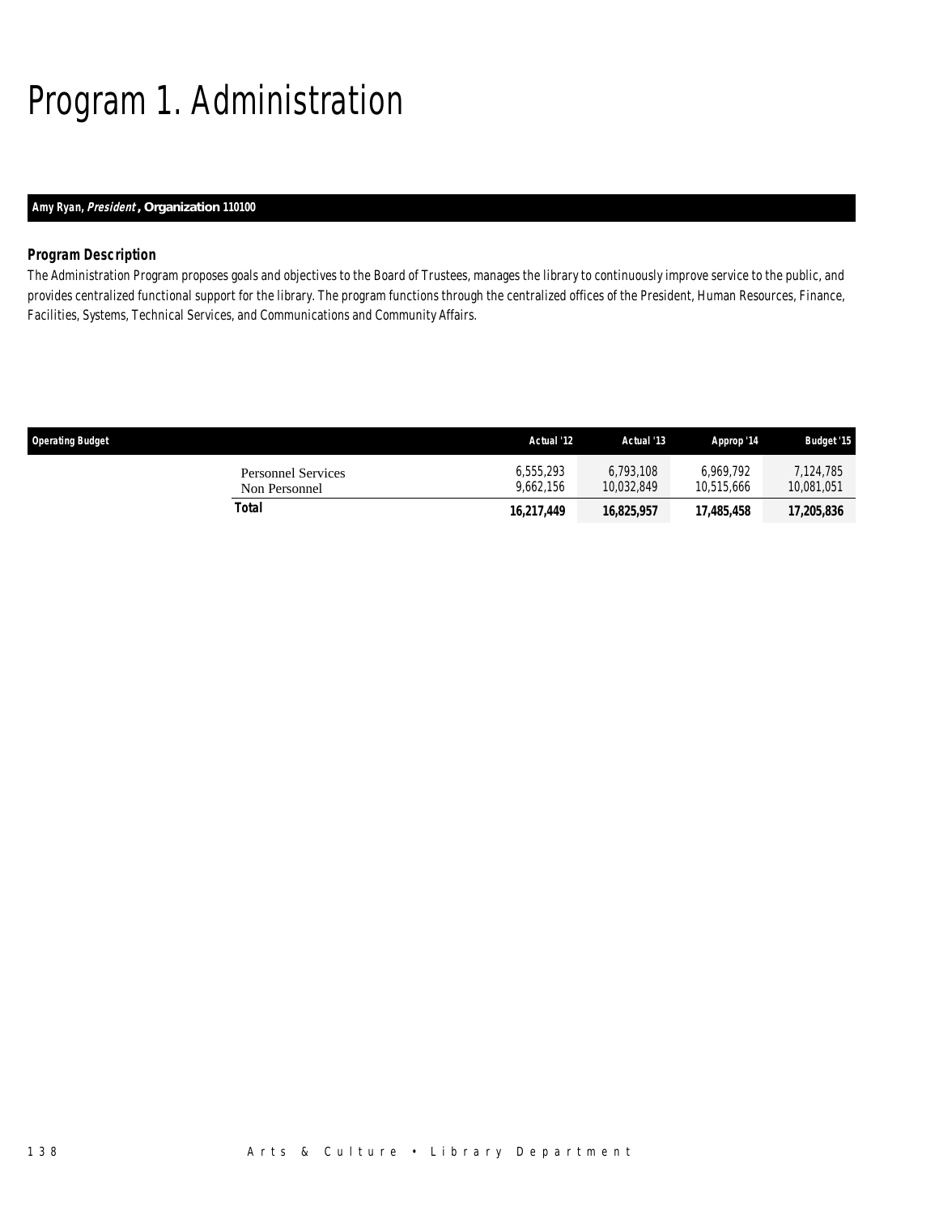# Program 1. Administration

***Amy Ryan, President*, Organization 110100**

### Program Description

The Administration Program proposes goals and objectives to the Board of Trustees, manages the library to continuously improve service to the public, and provides centralized functional support for the library. The program functions through the centralized offices of the President, Human Resources, Finance, Facilities, Systems, Technical Services, and Communications and Community Affairs.

| Operating Budget | Actual '12 | Actual '13 | Approp '14 | Budget '15 |
|---|---|---|---|---|
| Personnel Services | 6,555,293 | 6,793,108 | 6,969,792 | 7,124,785 |
| Non Personnel | 9,662,156 | 10,032,849 | 10,515,666 | 10,081,051 |
| **Total** | **16,217,449** | **16,825,957** | **17,485,458** | **17,205,836** |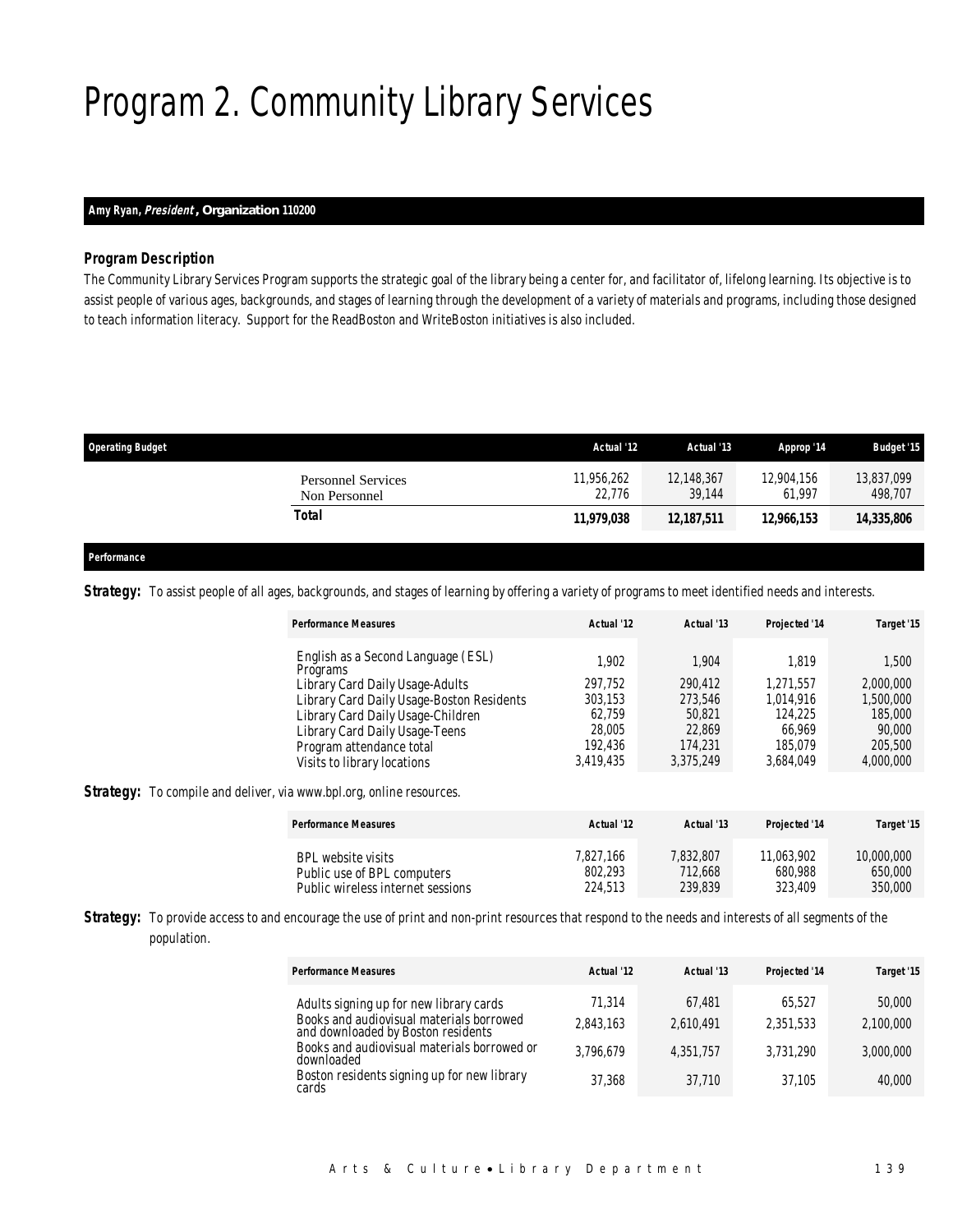# Program 2. Community Library Services

## Amy Ryan, *President*, Organization 110200

### Program Description

The Community Library Services Program supports the strategic goal of the library being a center for, and facilitator of, lifelong learning. Its objective is to assist people of various ages, backgrounds, and stages of learning through the development of a variety of materials and programs, including those designed to teach information literacy. Support for the ReadBoston and WriteBoston initiatives is also included.

| Operating Budget | Actual '12 | Actual '13 | Approp '14 | Budget '15 |
|---|---|---|---|---|
| Personnel Services | 11,956,262 | 12,148,367 | 12,904,156 | 13,837,099 |
| Non Personnel | 22,776 | 39,144 | 61,997 | 498,707 |
| **Total** | **11,979,038** | **12,187,511** | **12,966,153** | **14,335,806** |

### Performance

**Strategy:** To assist people of all ages, backgrounds, and stages of learning by offering a variety of programs to meet identified needs and interests.

| Performance Measures | Actual '12 | Actual '13 | Projected '14 | Target '15 |
|---|---|---|---|---|
| English as a Second Language (ESL) Programs | 1,902 | 1,904 | 1,819 | 1,500 |
| Library Card Daily Usage-Adults | 297,752 | 290,412 | 1,271,557 | 2,000,000 |
| Library Card Daily Usage-Boston Residents | 303,153 | 273,546 | 1,014,916 | 1,500,000 |
| Library Card Daily Usage-Children | 62,759 | 50,821 | 124,225 | 185,000 |
| Library Card Daily Usage-Teens | 28,005 | 22,869 | 66,969 | 90,000 |
| Program attendance total | 192,436 | 174,231 | 185,079 | 205,500 |
| Visits to library locations | 3,419,435 | 3,375,249 | 3,684,049 | 4,000,000 |

**Strategy:** To compile and deliver, via www.bpl.org, online resources.

| Performance Measures | Actual '12 | Actual '13 | Projected '14 | Target '15 |
|---|---|---|---|---|
| BPL website visits | 7,827,166 | 7,832,807 | 11,063,902 | 10,000,000 |
| Public use of BPL computers | 802,293 | 712,668 | 680,988 | 650,000 |
| Public wireless internet sessions | 224,513 | 239,839 | 323,409 | 350,000 |

**Strategy:** To provide access to and encourage the use of print and non-print resources that respond to the needs and interests of all segments of the population.

| Performance Measures | Actual '12 | Actual '13 | Projected '14 | Target '15 |
|---|---|---|---|---|
| Adults signing up for new library cards | 71,314 | 67,481 | 65,527 | 50,000 |
| Books and audiovisual materials borrowed and downloaded by Boston residents | 2,843,163 | 2,610,491 | 2,351,533 | 2,100,000 |
| Books and audiovisual materials borrowed or downloaded | 3,796,679 | 4,351,757 | 3,731,290 | 3,000,000 |
| Boston residents signing up for new library cards | 37,368 | 37,710 | 37,105 | 40,000 |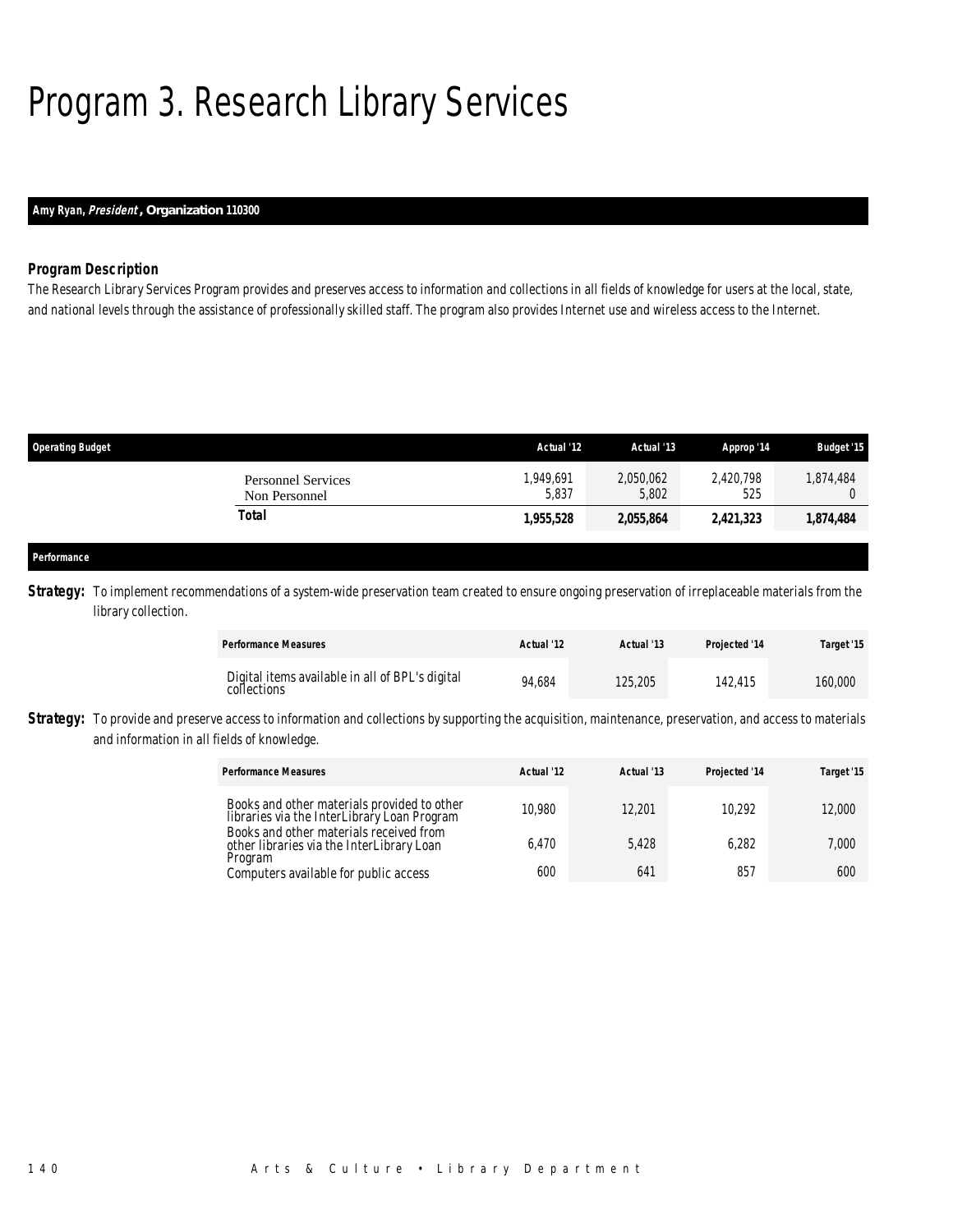# Program 3. Research Library Services

***Amy Ryan, President*, Organization 110300**

### *Program Description*

The Research Library Services Program provides and preserves access to information and collections in all fields of knowledge for users at the local, state, and national levels through the assistance of professionally skilled staff. The program also provides Internet use and wireless access to the Internet.

| Operating Budget | Actual '12 | Actual '13 | Approp '14 | Budget '15 |
|---|---|---|---|---|
| Personnel Services | 1,949,691 | 2,050,062 | 2,420,798 | 1,874,484 |
| Non Personnel | 5,837 | 5,802 | 525 | 0 |
| **Total** | **1,955,528** | **2,055,864** | **2,421,323** | **1,874,484** |

### Performance

**Strategy:** To implement recommendations of a system-wide preservation team created to ensure ongoing preservation of irreplaceable materials from the library collection.

| Performance Measures | Actual '12 | Actual '13 | Projected '14 | Target '15 |
|---|---|---|---|---|
| Digital items available in all of BPL's digital collections | 94,684 | 125,205 | 142,415 | 160,000 |

**Strategy:** To provide and preserve access to information and collections by supporting the acquisition, maintenance, preservation, and access to materials and information in all fields of knowledge.

| Performance Measures | Actual '12 | Actual '13 | Projected '14 | Target '15 |
|---|---|---|---|---|
| Books and other materials provided to other libraries via the InterLibrary Loan Program | 10,980 | 12,201 | 10,292 | 12,000 |
| Books and other materials received from other libraries via the InterLibrary Loan Program | 6,470 | 5,428 | 6,282 | 7,000 |
| Computers available for public access | 600 | 641 | 857 | 600 |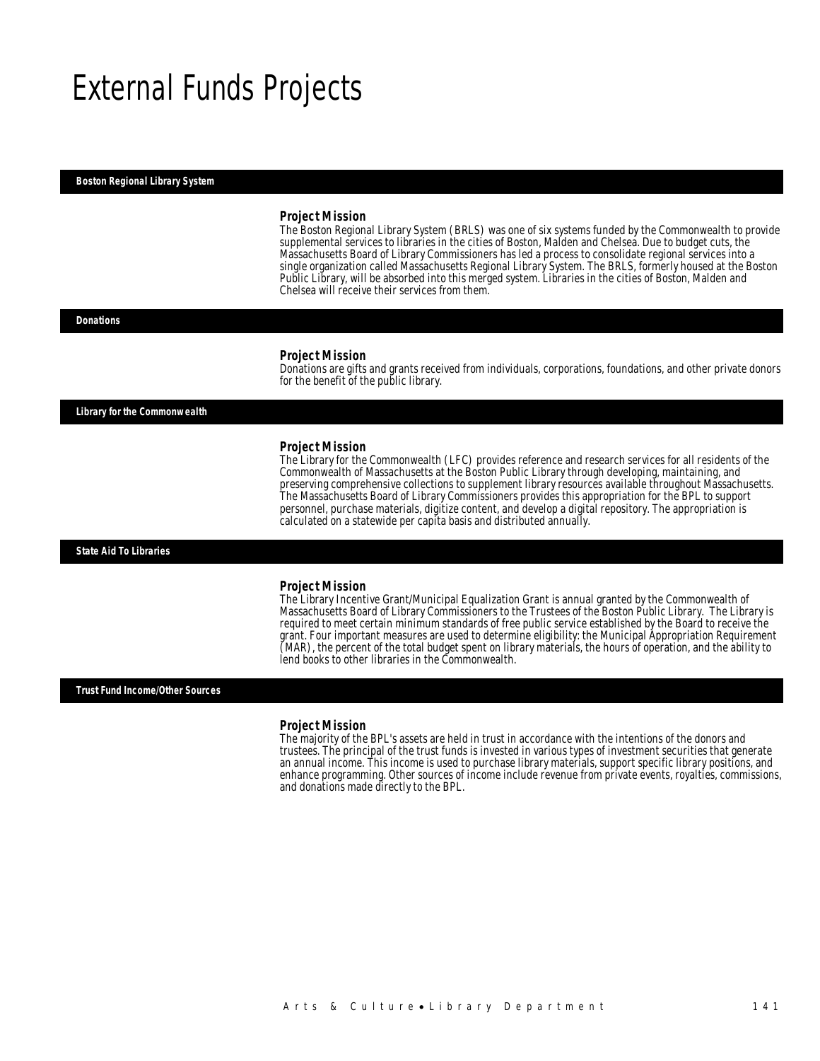# External Funds Projects

## Boston Regional Library System

### Project Mission

The Boston Regional Library System (BRLS) was one of six systems funded by the Commonwealth to provide supplemental services to libraries in the cities of Boston, Malden and Chelsea. Due to budget cuts, the Massachusetts Board of Library Commissioners has led a process to consolidate regional services into a single organization called Massachusetts Regional Library System. The BRLS, formerly housed at the Boston Public Library, will be absorbed into this merged system. Libraries in the cities of Boston, Malden and Chelsea will receive their services from them.

## Donations

### Project Mission

Donations are gifts and grants received from individuals, corporations, foundations, and other private donors for the benefit of the public library.

## Library for the Commonwealth

### Project Mission

The Library for the Commonwealth (LFC) provides reference and research services for all residents of the Commonwealth of Massachusetts at the Boston Public Library through developing, maintaining, and preserving comprehensive collections to supplement library resources available throughout Massachusetts. The Massachusetts Board of Library Commissioners provides this appropriation for the BPL to support personnel, purchase materials, digitize content, and develop a digital repository. The appropriation is calculated on a statewide per capita basis and distributed annually.

## State Aid To Libraries

### Project Mission

The Library Incentive Grant/Municipal Equalization Grant is annual granted by the Commonwealth of Massachusetts Board of Library Commissioners to the Trustees of the Boston Public Library. The Library is required to meet certain minimum standards of free public service established by the Board to receive the grant. Four important measures are used to determine eligibility: the Municipal Appropriation Requirement (MAR), the percent of the total budget spent on library materials, the hours of operation, and the ability to lend books to other libraries in the Commonwealth.

## Trust Fund Income/Other Sources

### Project Mission

The majority of the BPL's assets are held in trust in accordance with the intentions of the donors and trustees. The principal of the trust funds is invested in various types of investment securities that generate an annual income. This income is used to purchase library materials, support specific library positions, and enhance programming. Other sources of income include revenue from private events, royalties, commissions, and donations made directly to the BPL.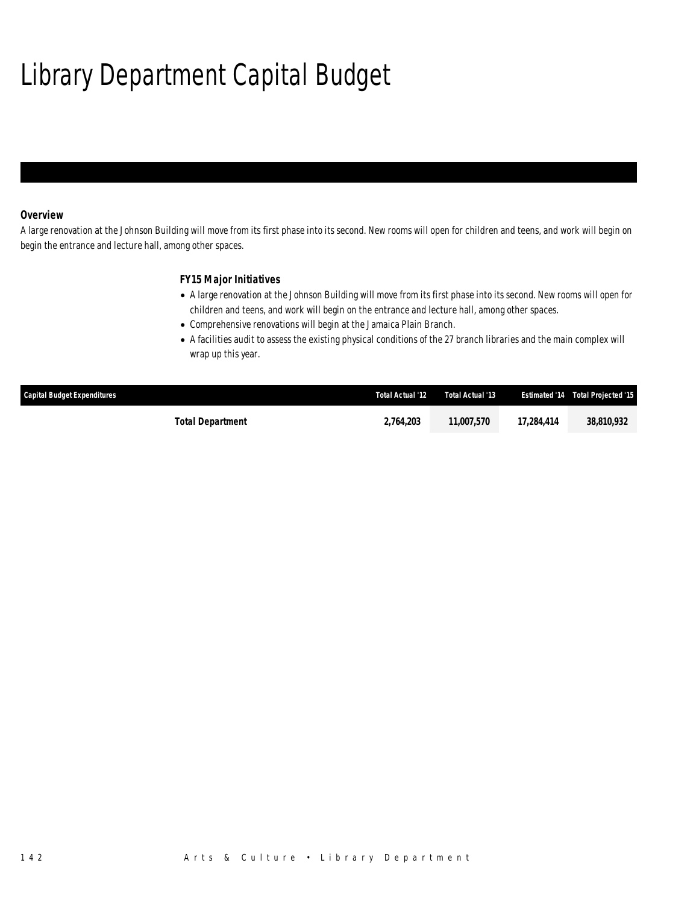# Library Department Capital Budget

### Overview

A large renovation at the Johnson Building will move from its first phase into its second. New rooms will open for children and teens, and work will begin on begin the entrance and lecture hall, among other spaces.

### FY15 Major Initiatives

- A large renovation at the Johnson Building will move from its first phase into its second. New rooms will open for children and teens, and work will begin on the entrance and lecture hall, among other spaces.
- Comprehensive renovations will begin at the Jamaica Plain Branch.
- A facilities audit to assess the existing physical conditions of the 27 branch libraries and the main complex will wrap up this year.

| Capital Budget Expenditures | Total Actual '12 | Total Actual '13 | Estimated '14 | Total Projected '15 |
|---|---|---|---|---|
| **Total Department** | **2,764,203** | **11,007,570** | **17,284,414** | **38,810,932** |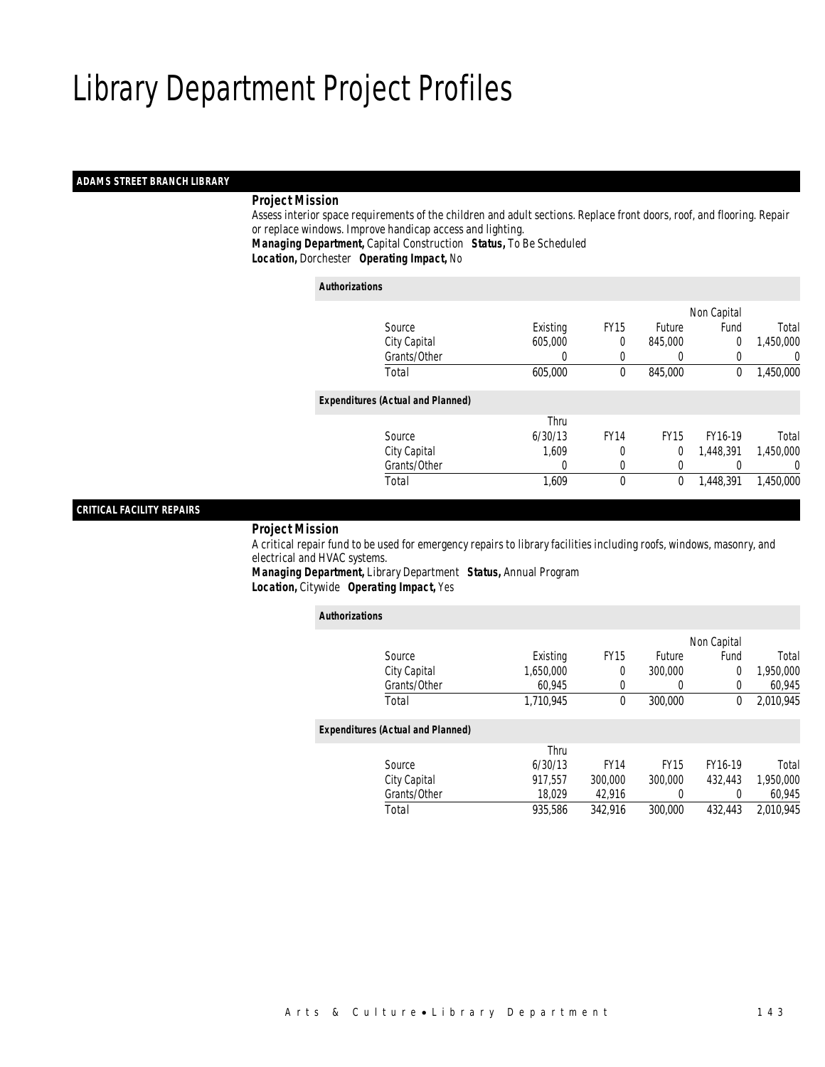# Library Department Project Profiles

## ADAMS STREET BRANCH LIBRARY

**Project Mission**

Assess interior space requirements of the children and adult sections. Replace front doors, roof, and flooring. Repair or replace windows. Improve handicap access and lighting.

***Managing Department,*** Capital Construction ***Status,*** To Be Scheduled

***Location,*** Dorchester ***Operating Impact,*** No

**Authorizations**

| Source | Existing | FY15 | Future | Non Capital Fund | Total |
|---|---|---|---|---|---|
| City Capital | 605,000 | 0 | 845,000 | 0 | 1,450,000 |
| Grants/Other | 0 | 0 | 0 | 0 | 0 |
| Total | 605,000 | 0 | 845,000 | 0 | 1,450,000 |

**Expenditures (Actual and Planned)**

| Source | Thru 6/30/13 | FY14 | FY15 | FY16-19 | Total |
|---|---|---|---|---|---|
| City Capital | 1,609 | 0 | 0 | 1,448,391 | 1,450,000 |
| Grants/Other | 0 | 0 | 0 | 0 | 0 |
| Total | 1,609 | 0 | 0 | 1,448,391 | 1,450,000 |

## CRITICAL FACILITY REPAIRS

**Project Mission**

A critical repair fund to be used for emergency repairs to library facilities including roofs, windows, masonry, and electrical and HVAC systems.

***Managing Department,*** Library Department ***Status,*** Annual Program

***Location,*** Citywide ***Operating Impact,*** Yes

**Authorizations**

| Source | Existing | FY15 | Future | Non Capital Fund | Total |
|---|---|---|---|---|---|
| City Capital | 1,650,000 | 0 | 300,000 | 0 | 1,950,000 |
| Grants/Other | 60,945 | 0 | 0 | 0 | 60,945 |
| Total | 1,710,945 | 0 | 300,000 | 0 | 2,010,945 |

**Expenditures (Actual and Planned)**

| Source | Thru 6/30/13 | FY14 | FY15 | FY16-19 | Total |
|---|---|---|---|---|---|
| City Capital | 917,557 | 300,000 | 300,000 | 432,443 | 1,950,000 |
| Grants/Other | 18,029 | 42,916 | 0 | 0 | 60,945 |
| Total | 935,586 | 342,916 | 300,000 | 432,443 | 2,010,945 |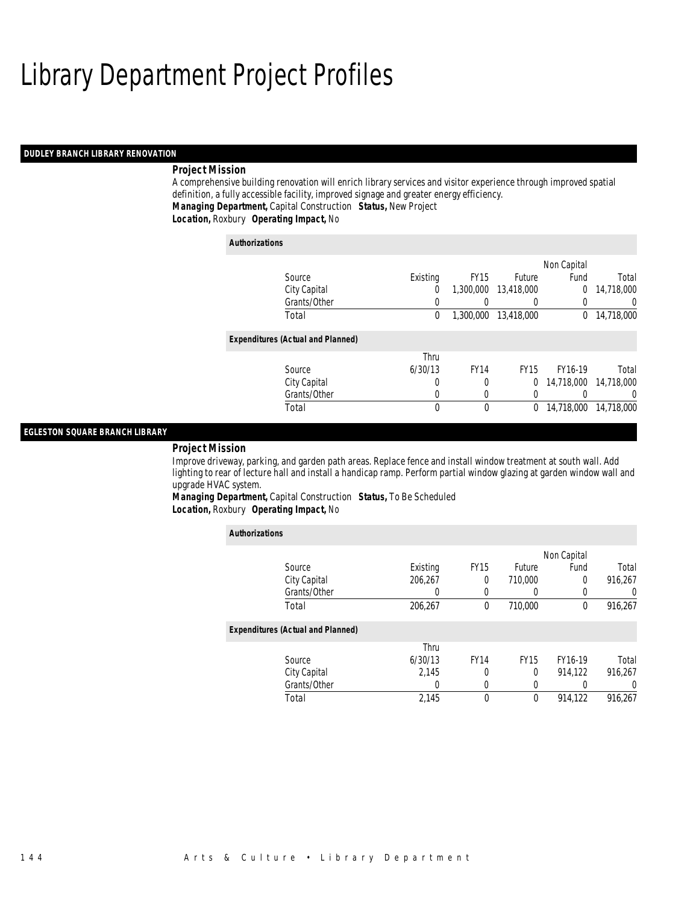# Library Department Project Profiles

## DUDLEY BRANCH LIBRARY RENOVATION

**Project Mission**

A comprehensive building renovation will enrich library services and visitor experience through improved spatial definition, a fully accessible facility, improved signage and greater energy efficiency.

***Managing Department,*** Capital Construction ***Status,*** New Project
***Location,*** Roxbury ***Operating Impact,*** No

**Authorizations**

| Source | Existing | FY15 | Future | Non Capital Fund | Total |
|---|---|---|---|---|---|
| City Capital | 0 | 1,300,000 | 13,418,000 | 0 | 14,718,000 |
| Grants/Other | 0 | 0 | 0 | 0 | 0 |
| Total | 0 | 1,300,000 | 13,418,000 | 0 | 14,718,000 |

**Expenditures (Actual and Planned)**

| Source | Thru 6/30/13 | FY14 | FY15 | FY16-19 | Total |
|---|---|---|---|---|---|
| City Capital | 0 | 0 | 0 | 14,718,000 | 14,718,000 |
| Grants/Other | 0 | 0 | 0 | 0 | 0 |
| Total | 0 | 0 | 0 | 14,718,000 | 14,718,000 |

## EGLESTON SQUARE BRANCH LIBRARY

**Project Mission**

Improve driveway, parking, and garden path areas. Replace fence and install window treatment at south wall. Add lighting to rear of lecture hall and install a handicap ramp. Perform partial window glazing at garden window wall and upgrade HVAC system.

***Managing Department,*** Capital Construction ***Status,*** To Be Scheduled
***Location,*** Roxbury ***Operating Impact,*** No

**Authorizations**

| Source | Existing | FY15 | Future | Non Capital Fund | Total |
|---|---|---|---|---|---|
| City Capital | 206,267 | 0 | 710,000 | 0 | 916,267 |
| Grants/Other | 0 | 0 | 0 | 0 | 0 |
| Total | 206,267 | 0 | 710,000 | 0 | 916,267 |

**Expenditures (Actual and Planned)**

| Source | Thru 6/30/13 | FY14 | FY15 | FY16-19 | Total |
|---|---|---|---|---|---|
| City Capital | 2,145 | 0 | 0 | 914,122 | 916,267 |
| Grants/Other | 0 | 0 | 0 | 0 | 0 |
| Total | 2,145 | 0 | 0 | 914,122 | 916,267 |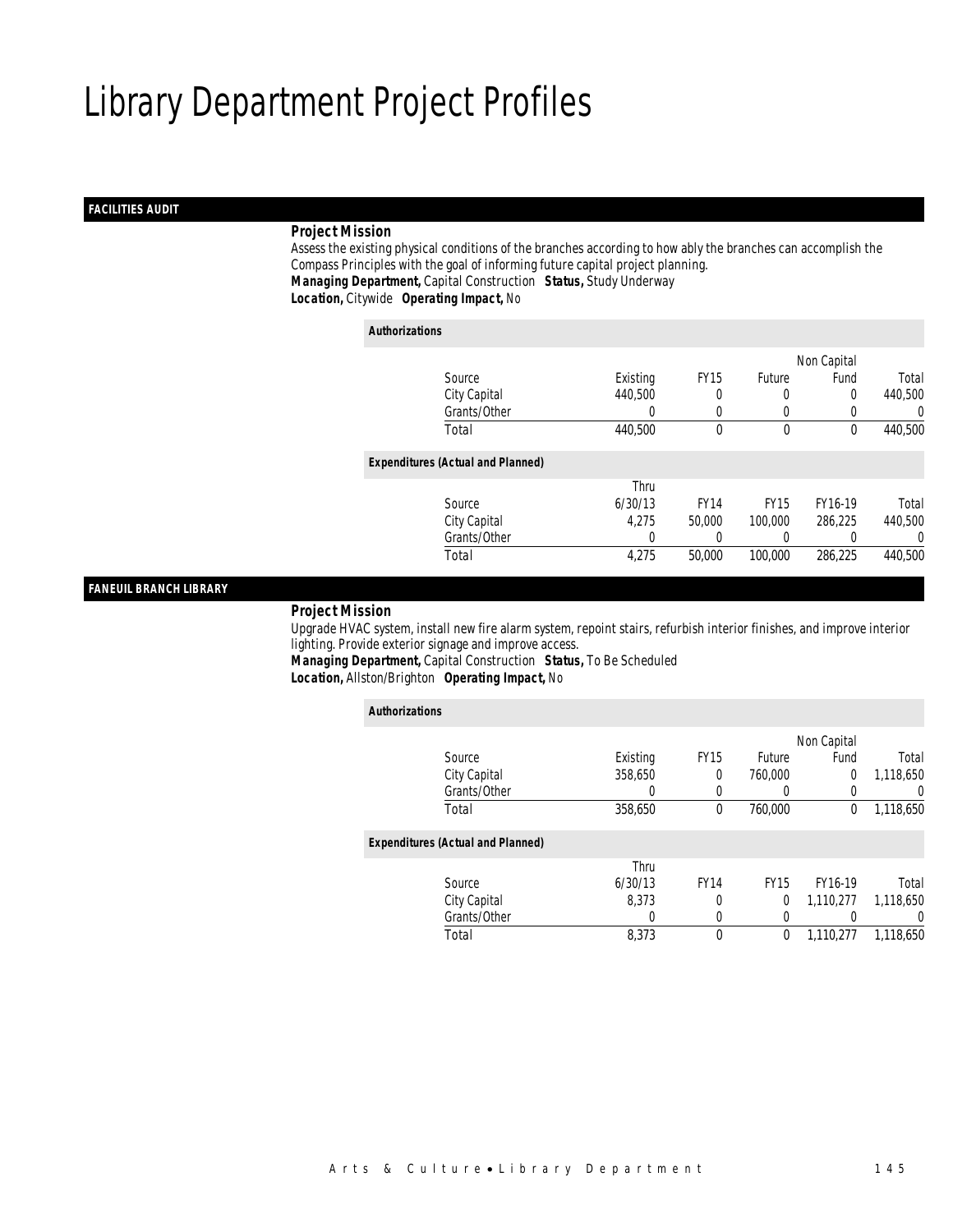# Library Department Project Profiles

## FACILITIES AUDIT

***Project Mission***

Assess the existing physical conditions of the branches according to how ably the branches can accomplish the Compass Principles with the goal of informing future capital project planning.

***Managing Department,*** Capital Construction ***Status,*** Study Underway

***Location,*** Citywide ***Operating Impact,*** No

***Authorizations***

| Source | Existing | FY15 | Future | Non Capital Fund | Total |
|---|---|---|---|---|---|
| City Capital | 440,500 | 0 | 0 | 0 | 440,500 |
| Grants/Other | 0 | 0 | 0 | 0 | 0 |
| Total | 440,500 | 0 | 0 | 0 | 440,500 |

***Expenditures (Actual and Planned)***

| Source | Thru 6/30/13 | FY14 | FY15 | FY16-19 | Total |
|---|---|---|---|---|---|
| City Capital | 4,275 | 50,000 | 100,000 | 286,225 | 440,500 |
| Grants/Other | 0 | 0 | 0 | 0 | 0 |
| Total | 4,275 | 50,000 | 100,000 | 286,225 | 440,500 |

## FANEUIL BRANCH LIBRARY

***Project Mission***

Upgrade HVAC system, install new fire alarm system, repoint stairs, refurbish interior finishes, and improve interior lighting. Provide exterior signage and improve access.

***Managing Department,*** Capital Construction ***Status,*** To Be Scheduled

***Location,*** Allston/Brighton ***Operating Impact,*** No

***Authorizations***

| Source | Existing | FY15 | Future | Non Capital Fund | Total |
|---|---|---|---|---|---|
| City Capital | 358,650 | 0 | 760,000 | 0 | 1,118,650 |
| Grants/Other | 0 | 0 | 0 | 0 | 0 |
| Total | 358,650 | 0 | 760,000 | 0 | 1,118,650 |

***Expenditures (Actual and Planned)***

| Source | Thru 6/30/13 | FY14 | FY15 | FY16-19 | Total |
|---|---|---|---|---|---|
| City Capital | 8,373 | 0 | 0 | 1,110,277 | 1,118,650 |
| Grants/Other | 0 | 0 | 0 | 0 | 0 |
| Total | 8,373 | 0 | 0 | 1,110,277 | 1,118,650 |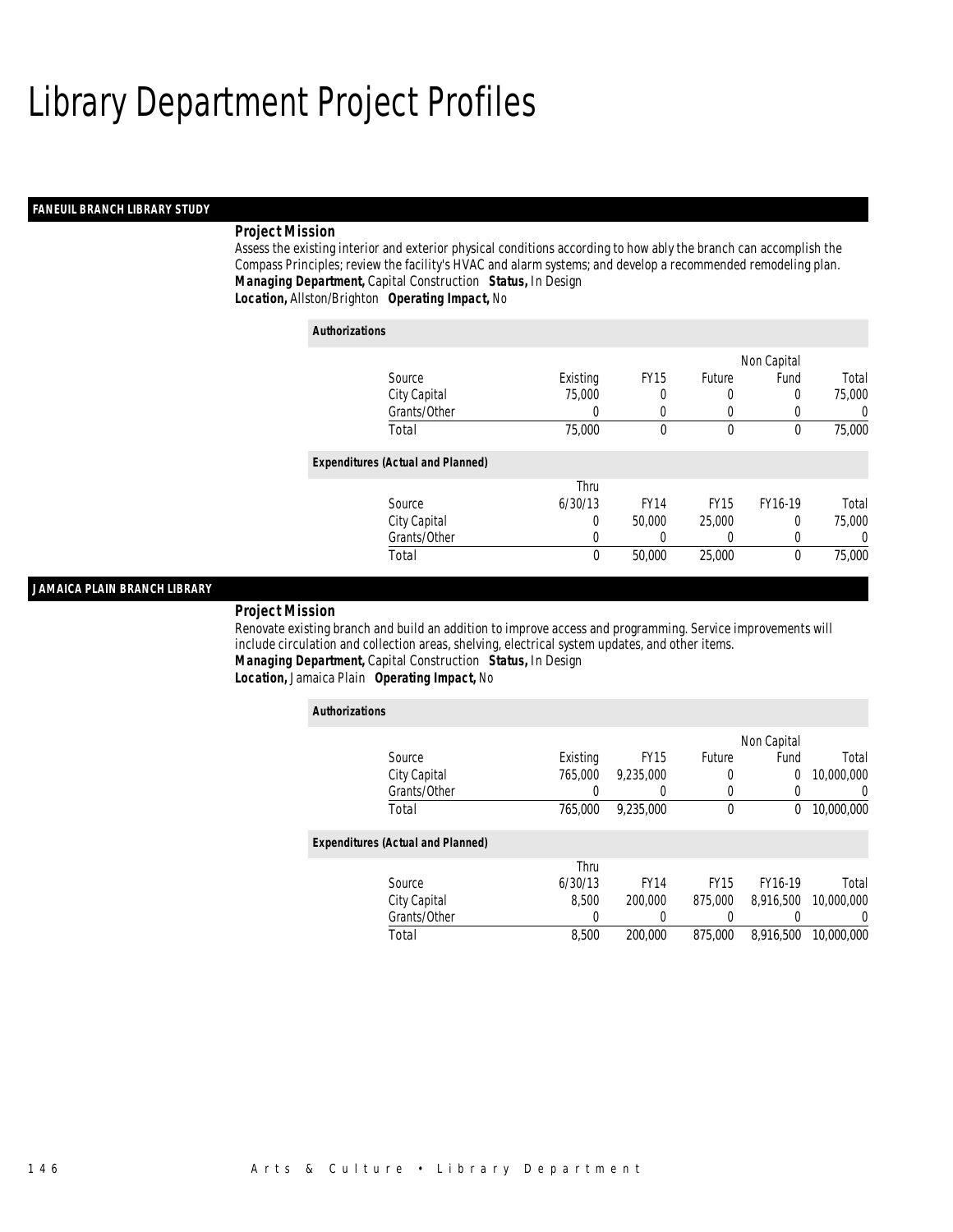# Library Department Project Profiles

## FANEUIL BRANCH LIBRARY STUDY

***Project Mission***

Assess the existing interior and exterior physical conditions according to how ably the branch can accomplish the Compass Principles; review the facility's HVAC and alarm systems; and develop a recommended remodeling plan.

***Managing Department,*** Capital Construction ***Status,*** In Design

***Location,*** Allston/Brighton ***Operating Impact,*** No

***Authorizations***

| Source | Existing | FY15 | Future | Non Capital Fund | Total |
|---|---|---|---|---|---|
| City Capital | 75,000 | 0 | 0 | 0 | 75,000 |
| Grants/Other | 0 | 0 | 0 | 0 | 0 |
| Total | 75,000 | 0 | 0 | 0 | 75,000 |

***Expenditures (Actual and Planned)***

| Source | Thru 6/30/13 | FY14 | FY15 | FY16-19 | Total |
|---|---|---|---|---|---|
| City Capital | 0 | 50,000 | 25,000 | 0 | 75,000 |
| Grants/Other | 0 | 0 | 0 | 0 | 0 |
| Total | 0 | 50,000 | 25,000 | 0 | 75,000 |

## JAMAICA PLAIN BRANCH LIBRARY

***Project Mission***

Renovate existing branch and build an addition to improve access and programming. Service improvements will include circulation and collection areas, shelving, electrical system updates, and other items.

***Managing Department,*** Capital Construction ***Status,*** In Design

***Location,*** Jamaica Plain ***Operating Impact,*** No

***Authorizations***

| Source | Existing | FY15 | Future | Non Capital Fund | Total |
|---|---|---|---|---|---|
| City Capital | 765,000 | 9,235,000 | 0 | 0 | 10,000,000 |
| Grants/Other | 0 | 0 | 0 | 0 | 0 |
| Total | 765,000 | 9,235,000 | 0 | 0 | 10,000,000 |

***Expenditures (Actual and Planned)***

| Source | Thru 6/30/13 | FY14 | FY15 | FY16-19 | Total |
|---|---|---|---|---|---|
| City Capital | 8,500 | 200,000 | 875,000 | 8,916,500 | 10,000,000 |
| Grants/Other | 0 | 0 | 0 | 0 | 0 |
| Total | 8,500 | 200,000 | 875,000 | 8,916,500 | 10,000,000 |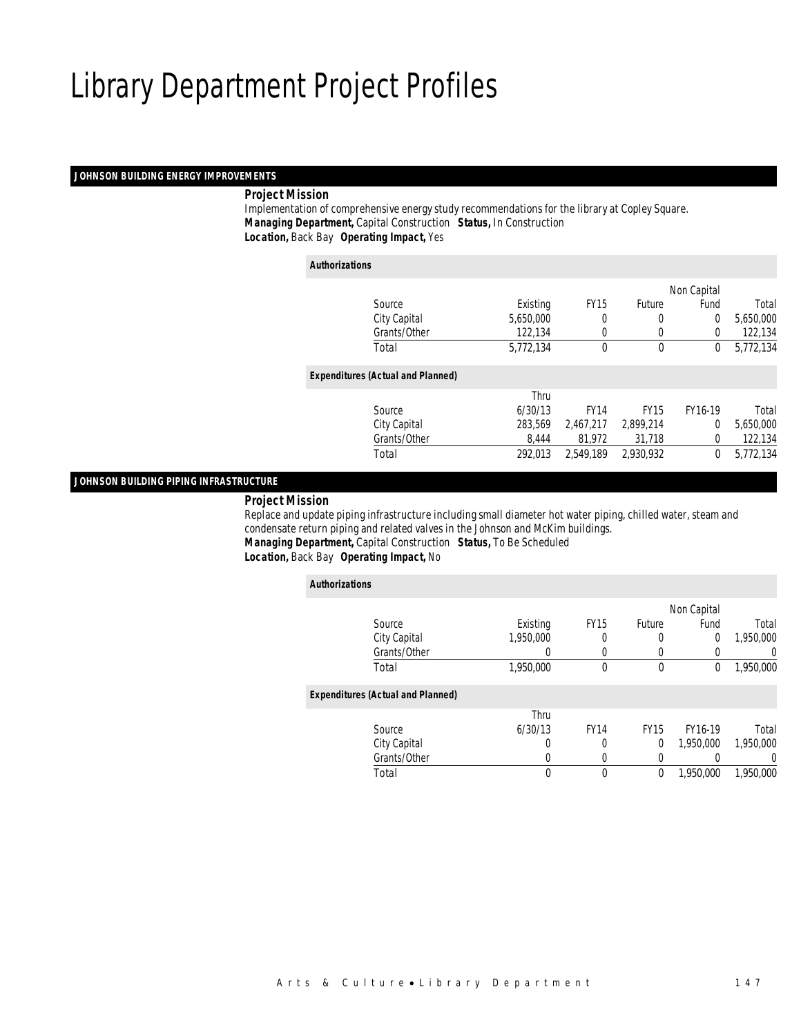# Library Department Project Profiles

## JOHNSON BUILDING ENERGY IMPROVEMENTS

***Project Mission***

Implementation of comprehensive energy study recommendations for the library at Copley Square.

***Managing Department,*** Capital Construction ***Status,*** In Construction

***Location,*** Back Bay ***Operating Impact,*** Yes

***Authorizations***

| Source | Existing | FY15 | Future | Non Capital Fund | Total |
|---|---|---|---|---|---|
| City Capital | 5,650,000 | 0 | 0 | 0 | 5,650,000 |
| Grants/Other | 122,134 | 0 | 0 | 0 | 122,134 |
| Total | 5,772,134 | 0 | 0 | 0 | 5,772,134 |

***Expenditures (Actual and Planned)***

| Source | Thru 6/30/13 | FY14 | FY15 | FY16-19 | Total |
|---|---|---|---|---|---|
| City Capital | 283,569 | 2,467,217 | 2,899,214 | 0 | 5,650,000 |
| Grants/Other | 8,444 | 81,972 | 31,718 | 0 | 122,134 |
| Total | 292,013 | 2,549,189 | 2,930,932 | 0 | 5,772,134 |

## JOHNSON BUILDING PIPING INFRASTRUCTURE

***Project Mission***

Replace and update piping infrastructure including small diameter hot water piping, chilled water, steam and condensate return piping and related valves in the Johnson and McKim buildings.

***Managing Department,*** Capital Construction ***Status,*** To Be Scheduled

***Location,*** Back Bay ***Operating Impact,*** No

***Authorizations***

| Source | Existing | FY15 | Future | Non Capital Fund | Total |
|---|---|---|---|---|---|
| City Capital | 1,950,000 | 0 | 0 | 0 | 1,950,000 |
| Grants/Other | 0 | 0 | 0 | 0 | 0 |
| Total | 1,950,000 | 0 | 0 | 0 | 1,950,000 |

***Expenditures (Actual and Planned)***

| Source | Thru 6/30/13 | FY14 | FY15 | FY16-19 | Total |
|---|---|---|---|---|---|
| City Capital | 0 | 0 | 0 | 1,950,000 | 1,950,000 |
| Grants/Other | 0 | 0 | 0 | 0 | 0 |
| Total | 0 | 0 | 0 | 1,950,000 | 1,950,000 |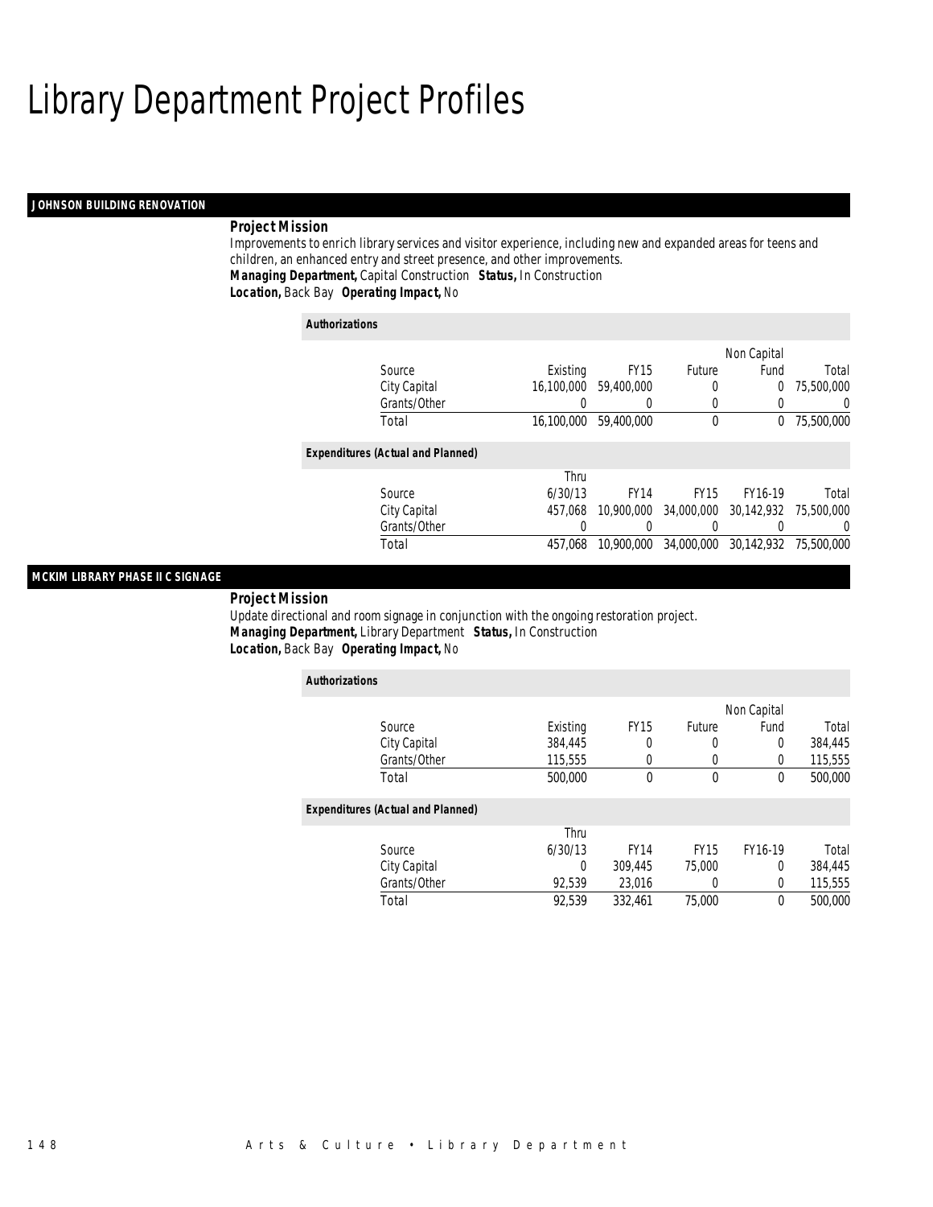# Library Department Project Profiles

## JOHNSON BUILDING RENOVATION

***Project Mission***

Improvements to enrich library services and visitor experience, including new and expanded areas for teens and children, an enhanced entry and street presence, and other improvements.

***Managing Department,*** Capital Construction ***Status,*** In Construction

***Location,*** Back Bay ***Operating Impact,*** No

***Authorizations***

| Source | Existing | FY15 | Future | Non Capital Fund | Total |
|---|---|---|---|---|---|
| City Capital | 16,100,000 | 59,400,000 | 0 | 0 | 75,500,000 |
| Grants/Other | 0 | 0 | 0 | 0 | 0 |
| Total | 16,100,000 | 59,400,000 | 0 | 0 | 75,500,000 |

***Expenditures (Actual and Planned)***

| Source | Thru 6/30/13 | FY14 | FY15 | FY16-19 | Total |
|---|---|---|---|---|---|
| City Capital | 457,068 | 10,900,000 | 34,000,000 | 30,142,932 | 75,500,000 |
| Grants/Other | 0 | 0 | 0 | 0 | 0 |
| Total | 457,068 | 10,900,000 | 34,000,000 | 30,142,932 | 75,500,000 |

## MCKIM LIBRARY PHASE II C SIGNAGE

***Project Mission***

Update directional and room signage in conjunction with the ongoing restoration project.

***Managing Department,*** Library Department ***Status,*** In Construction

***Location,*** Back Bay ***Operating Impact,*** No

***Authorizations***

| Source | Existing | FY15 | Future | Non Capital Fund | Total |
|---|---|---|---|---|---|
| City Capital | 384,445 | 0 | 0 | 0 | 384,445 |
| Grants/Other | 115,555 | 0 | 0 | 0 | 115,555 |
| Total | 500,000 | 0 | 0 | 0 | 500,000 |

***Expenditures (Actual and Planned)***

| Source | Thru 6/30/13 | FY14 | FY15 | FY16-19 | Total |
|---|---|---|---|---|---|
| City Capital | 0 | 309,445 | 75,000 | 0 | 384,445 |
| Grants/Other | 92,539 | 23,016 | 0 | 0 | 115,555 |
| Total | 92,539 | 332,461 | 75,000 | 0 | 500,000 |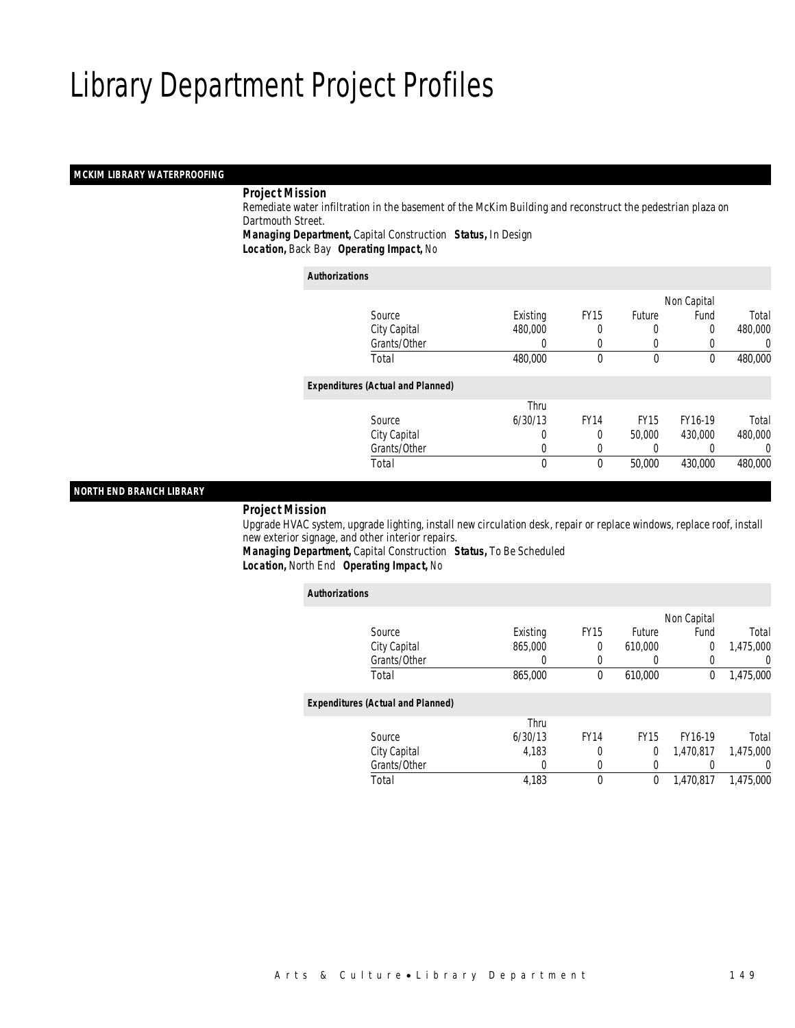# Library Department Project Profiles

## MCKIM LIBRARY WATERPROOFING

**Project Mission**

Remediate water infiltration in the basement of the McKim Building and reconstruct the pedestrian plaza on Dartmouth Street.

**Managing Department,** Capital Construction **Status,** In Design

**Location,** Back Bay **Operating Impact,** No

*Authorizations*

| Source | Existing | FY15 | Future | Non Capital Fund | Total |
|---|---|---|---|---|---|
| City Capital | 480,000 | 0 | 0 | 0 | 480,000 |
| Grants/Other | 0 | 0 | 0 | 0 | 0 |
| Total | 480,000 | 0 | 0 | 0 | 480,000 |

*Expenditures (Actual and Planned)*

| Source | Thru 6/30/13 | FY14 | FY15 | FY16-19 | Total |
|---|---|---|---|---|---|
| City Capital | 0 | 0 | 50,000 | 430,000 | 480,000 |
| Grants/Other | 0 | 0 | 0 | 0 | 0 |
| Total | 0 | 0 | 50,000 | 430,000 | 480,000 |

## NORTH END BRANCH LIBRARY

**Project Mission**

Upgrade HVAC system, upgrade lighting, install new circulation desk, repair or replace windows, replace roof, install new exterior signage, and other interior repairs.

**Managing Department,** Capital Construction **Status,** To Be Scheduled

**Location,** North End **Operating Impact,** No

*Authorizations*

| Source | Existing | FY15 | Future | Non Capital Fund | Total |
|---|---|---|---|---|---|
| City Capital | 865,000 | 0 | 610,000 | 0 | 1,475,000 |
| Grants/Other | 0 | 0 | 0 | 0 | 0 |
| Total | 865,000 | 0 | 610,000 | 0 | 1,475,000 |

*Expenditures (Actual and Planned)*

| Source | Thru 6/30/13 | FY14 | FY15 | FY16-19 | Total |
|---|---|---|---|---|---|
| City Capital | 4,183 | 0 | 0 | 1,470,817 | 1,475,000 |
| Grants/Other | 0 | 0 | 0 | 0 | 0 |
| Total | 4,183 | 0 | 0 | 1,470,817 | 1,475,000 |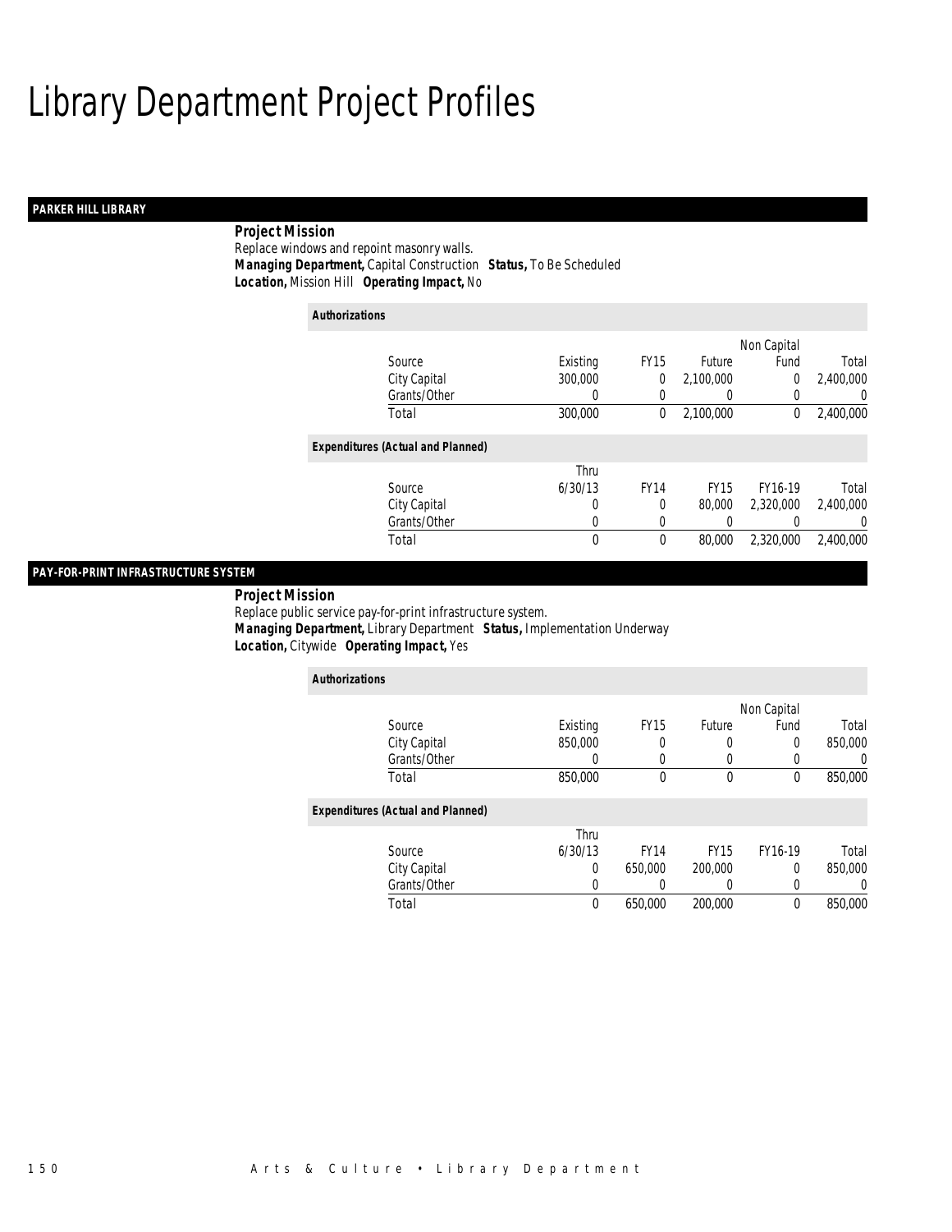# Library Department Project Profiles

## PARKER HILL LIBRARY

**Project Mission**

Replace windows and repoint masonry walls.

***Managing Department,*** Capital Construction ***Status,*** To Be Scheduled

***Location,*** Mission Hill ***Operating Impact,*** No

***Authorizations***

| Source | Existing | FY15 | Future | Non Capital Fund | Total |
|---|---|---|---|---|---|
| City Capital | 300,000 | 0 | 2,100,000 | 0 | 2,400,000 |
| Grants/Other | 0 | 0 | 0 | 0 | 0 |
| Total | 300,000 | 0 | 2,100,000 | 0 | 2,400,000 |

***Expenditures (Actual and Planned)***

| Source | Thru 6/30/13 | FY14 | FY15 | FY16-19 | Total |
|---|---|---|---|---|---|
| City Capital | 0 | 0 | 80,000 | 2,320,000 | 2,400,000 |
| Grants/Other | 0 | 0 | 0 | 0 | 0 |
| Total | 0 | 0 | 80,000 | 2,320,000 | 2,400,000 |

## PAY-FOR-PRINT INFRASTRUCTURE SYSTEM

**Project Mission**

Replace public service pay-for-print infrastructure system.

***Managing Department,*** Library Department ***Status,*** Implementation Underway

***Location,*** Citywide ***Operating Impact,*** Yes

***Authorizations***

| Source | Existing | FY15 | Future | Non Capital Fund | Total |
|---|---|---|---|---|---|
| City Capital | 850,000 | 0 | 0 | 0 | 850,000 |
| Grants/Other | 0 | 0 | 0 | 0 | 0 |
| Total | 850,000 | 0 | 0 | 0 | 850,000 |

***Expenditures (Actual and Planned)***

| Source | Thru 6/30/13 | FY14 | FY15 | FY16-19 | Total |
|---|---|---|---|---|---|
| City Capital | 0 | 650,000 | 200,000 | 0 | 850,000 |
| Grants/Other | 0 | 0 | 0 | 0 | 0 |
| Total | 0 | 650,000 | 200,000 | 0 | 850,000 |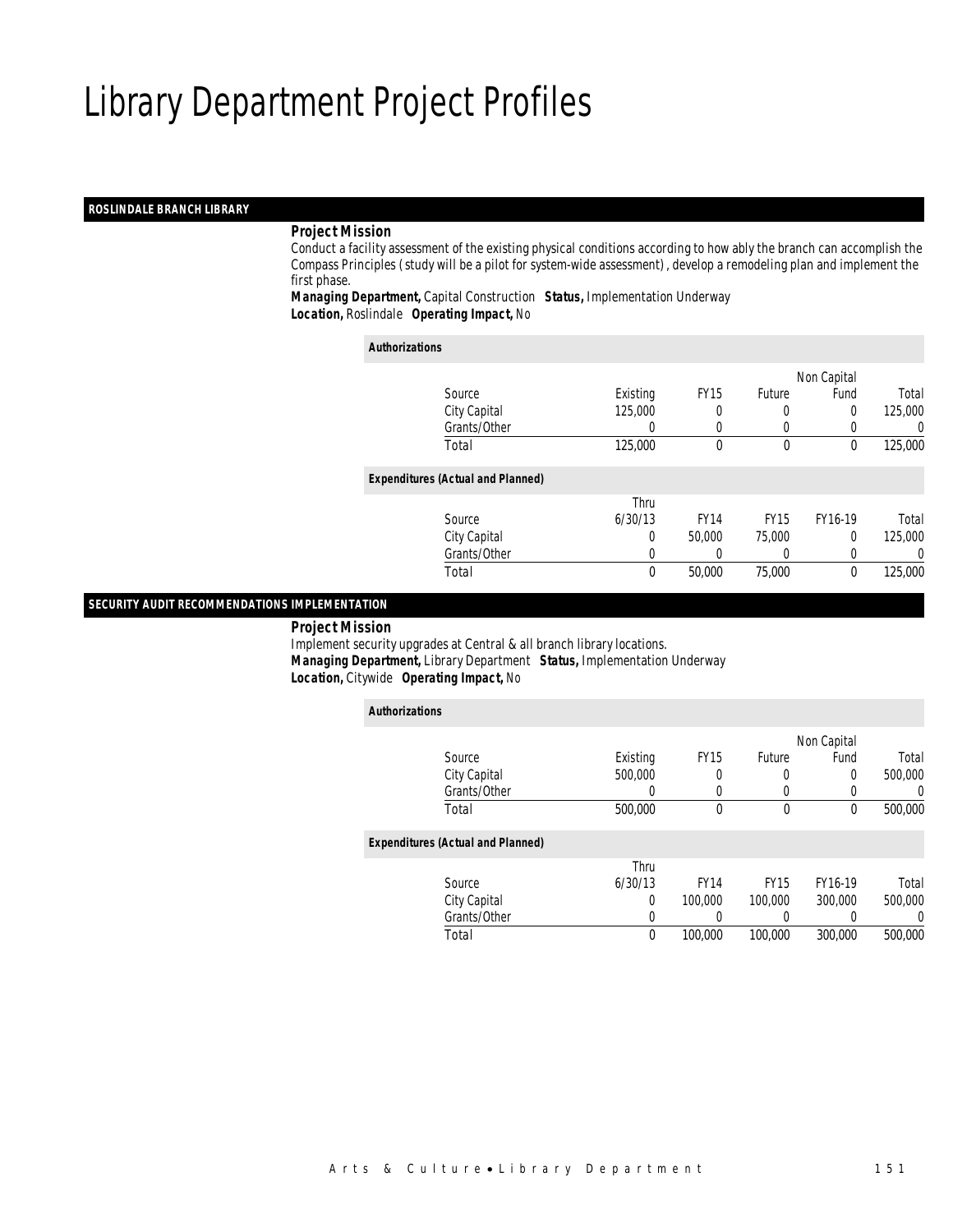# Library Department Project Profiles

## ROSLINDALE BRANCH LIBRARY

### Project Mission

Conduct a facility assessment of the existing physical conditions according to how ably the branch can accomplish the Compass Principles (study will be a pilot for system-wide assessment), develop a remodeling plan and implement the first phase.

***Managing Department,*** Capital Construction ***Status,*** Implementation Underway
***Location,*** Roslindale ***Operating Impact,*** No

*Authorizations*

| Source | Existing | FY15 | Future | Non Capital Fund | Total |
|---|---|---|---|---|---|
| City Capital | 125,000 | 0 | 0 | 0 | 125,000 |
| Grants/Other | 0 | 0 | 0 | 0 | 0 |
| Total | 125,000 | 0 | 0 | 0 | 125,000 |

*Expenditures (Actual and Planned)*

| Source | Thru 6/30/13 | FY14 | FY15 | FY16-19 | Total |
|---|---|---|---|---|---|
| City Capital | 0 | 50,000 | 75,000 | 0 | 125,000 |
| Grants/Other | 0 | 0 | 0 | 0 | 0 |
| Total | 0 | 50,000 | 75,000 | 0 | 125,000 |

## SECURITY AUDIT RECOMMENDATIONS IMPLEMENTATION

### Project Mission

Implement security upgrades at Central & all branch library locations.

***Managing Department,*** Library Department ***Status,*** Implementation Underway
***Location,*** Citywide ***Operating Impact,*** No

*Authorizations*

| Source | Existing | FY15 | Future | Non Capital Fund | Total |
|---|---|---|---|---|---|
| City Capital | 500,000 | 0 | 0 | 0 | 500,000 |
| Grants/Other | 0 | 0 | 0 | 0 | 0 |
| Total | 500,000 | 0 | 0 | 0 | 500,000 |

*Expenditures (Actual and Planned)*

| Source | Thru 6/30/13 | FY14 | FY15 | FY16-19 | Total |
|---|---|---|---|---|---|
| City Capital | 0 | 100,000 | 100,000 | 300,000 | 500,000 |
| Grants/Other | 0 | 0 | 0 | 0 | 0 |
| Total | 0 | 100,000 | 100,000 | 300,000 | 500,000 |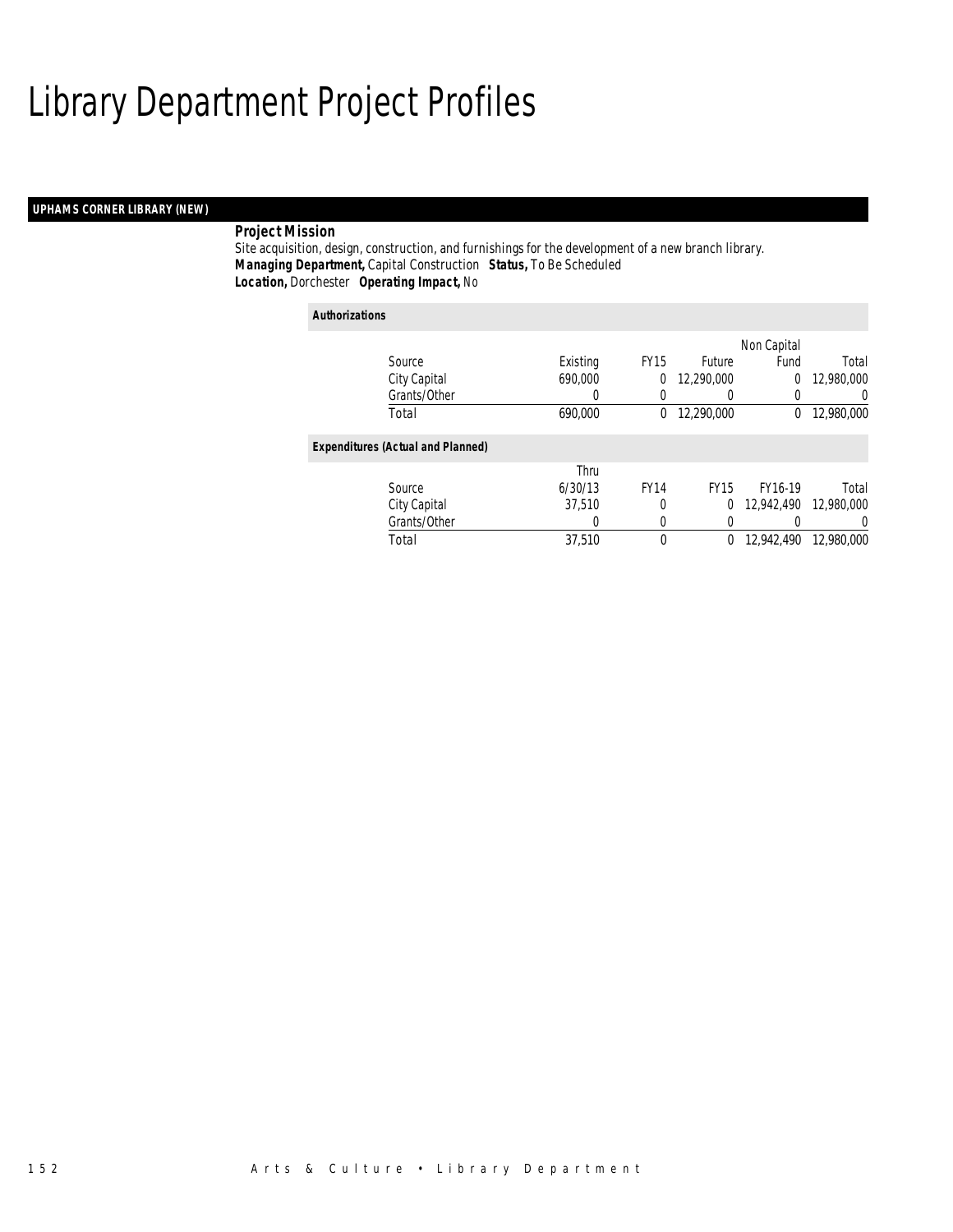# Library Department Project Profiles

## UPHAMS CORNER LIBRARY (NEW)

**Project Mission**

Site acquisition, design, construction, and furnishings for the development of a new branch library.

***Managing Department,*** Capital Construction ***Status,*** To Be Scheduled

***Location,*** Dorchester ***Operating Impact,*** No

***Authorizations***

| Source | Existing | FY15 | Future | Non Capital Fund | Total |
|---|---|---|---|---|---|
| City Capital | 690,000 | 0 | 12,290,000 | 0 | 12,980,000 |
| Grants/Other | 0 | 0 | 0 | 0 | 0 |
| Total | 690,000 | 0 | 12,290,000 | 0 | 12,980,000 |

***Expenditures (Actual and Planned)***

| Source | Thru 6/30/13 | FY14 | FY15 | FY16-19 | Total |
|---|---|---|---|---|---|
| City Capital | 37,510 | 0 | 0 | 12,942,490 | 12,980,000 |
| Grants/Other | 0 | 0 | 0 | 0 | 0 |
| Total | 37,510 | 0 | 0 | 12,942,490 | 12,980,000 |